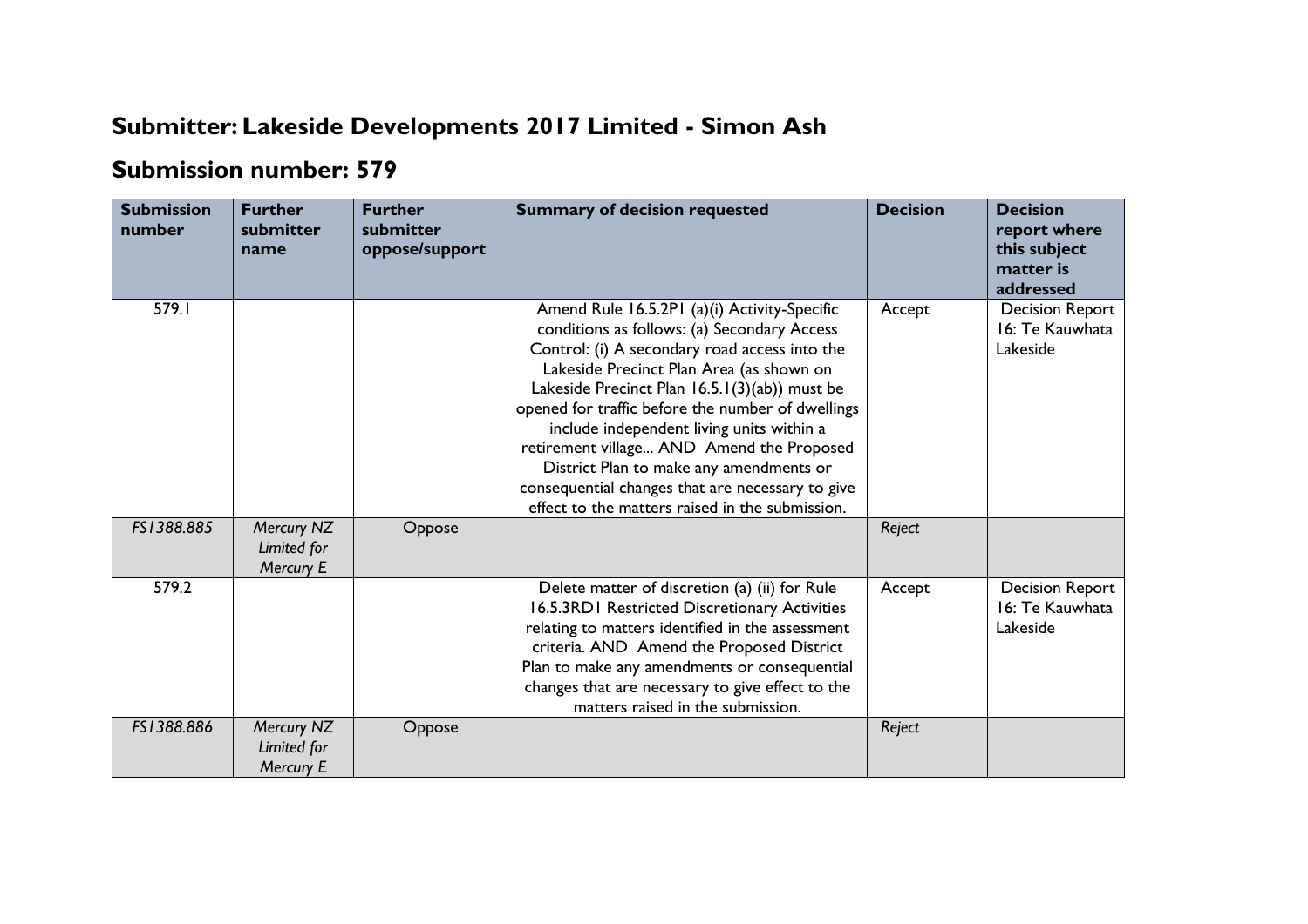# Submitter: Lakeside Developments 2017 Limited - Simon Ash

## Submission number: 579

| Submission number | Further submitter name | Further submitter oppose/support | Summary of decision requested | Decision | Decision report where this subject matter is addressed |
|---|---|---|---|---|---|
| 579.1 | | | Amend Rule 16.5.2P1 (a)(i) Activity-Specific conditions as follows: (a) Secondary Access Control: (i) A secondary road access into the Lakeside Precinct Plan Area (as shown on Lakeside Precinct Plan 16.5.1(3)(ab)) must be opened for traffic before the number of dwellings include independent living units within a retirement village... AND Amend the Proposed District Plan to make any amendments or consequential changes that are necessary to give effect to the matters raised in the submission. | Accept | Decision Report 16: Te Kauwhata Lakeside |
| *FS1388.885* | *Mercury NZ Limited for Mercury E* | Oppose | | *Reject* | |
| 579.2 | | | Delete matter of discretion (a) (ii) for Rule 16.5.3RD1 Restricted Discretionary Activities relating to matters identified in the assessment criteria. AND Amend the Proposed District Plan to make any amendments or consequential changes that are necessary to give effect to the matters raised in the submission. | Accept | Decision Report 16: Te Kauwhata Lakeside |
| *FS1388.886* | *Mercury NZ Limited for Mercury E* | Oppose | | *Reject* | |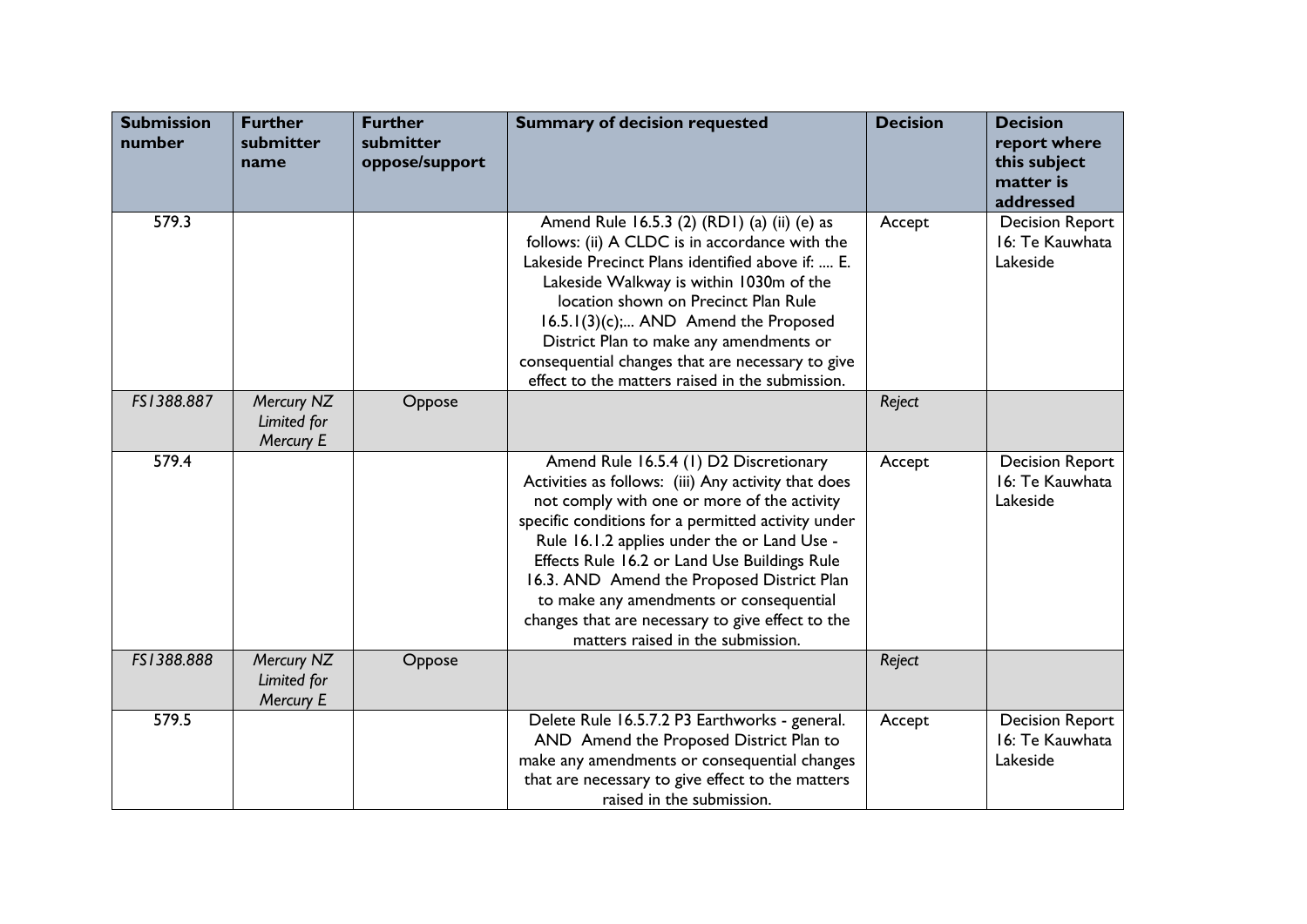| Submission number | Further submitter name | Further submitter oppose/support | Summary of decision requested | Decision | Decision report where this subject matter is addressed |
|---|---|---|---|---|---|
| 579.3 | | | Amend Rule 16.5.3 (2) (RD1) (a) (ii) (e) as follows: (ii) A CLDC is in accordance with the Lakeside Precinct Plans identified above if: .... E. Lakeside Walkway is within 1030m of the location shown on Precinct Plan Rule 16.5.1(3)(c);... AND Amend the Proposed District Plan to make any amendments or consequential changes that are necessary to give effect to the matters raised in the submission. | Accept | Decision Report 16: Te Kauwhata Lakeside |
| *FS1388.887* | *Mercury NZ Limited for Mercury E* | Oppose | | *Reject* | |
| 579.4 | | | Amend Rule 16.5.4 (1) D2 Discretionary Activities as follows: (iii) Any activity that does not comply with one or more of the activity specific conditions for a permitted activity under Rule 16.1.2 applies under the or Land Use - Effects Rule 16.2 or Land Use Buildings Rule 16.3. AND Amend the Proposed District Plan to make any amendments or consequential changes that are necessary to give effect to the matters raised in the submission. | Accept | Decision Report 16: Te Kauwhata Lakeside |
| *FS1388.888* | *Mercury NZ Limited for Mercury E* | Oppose | | *Reject* | |
| 579.5 | | | Delete Rule 16.5.7.2 P3 Earthworks - general. AND Amend the Proposed District Plan to make any amendments or consequential changes that are necessary to give effect to the matters raised in the submission. | Accept | Decision Report 16: Te Kauwhata Lakeside |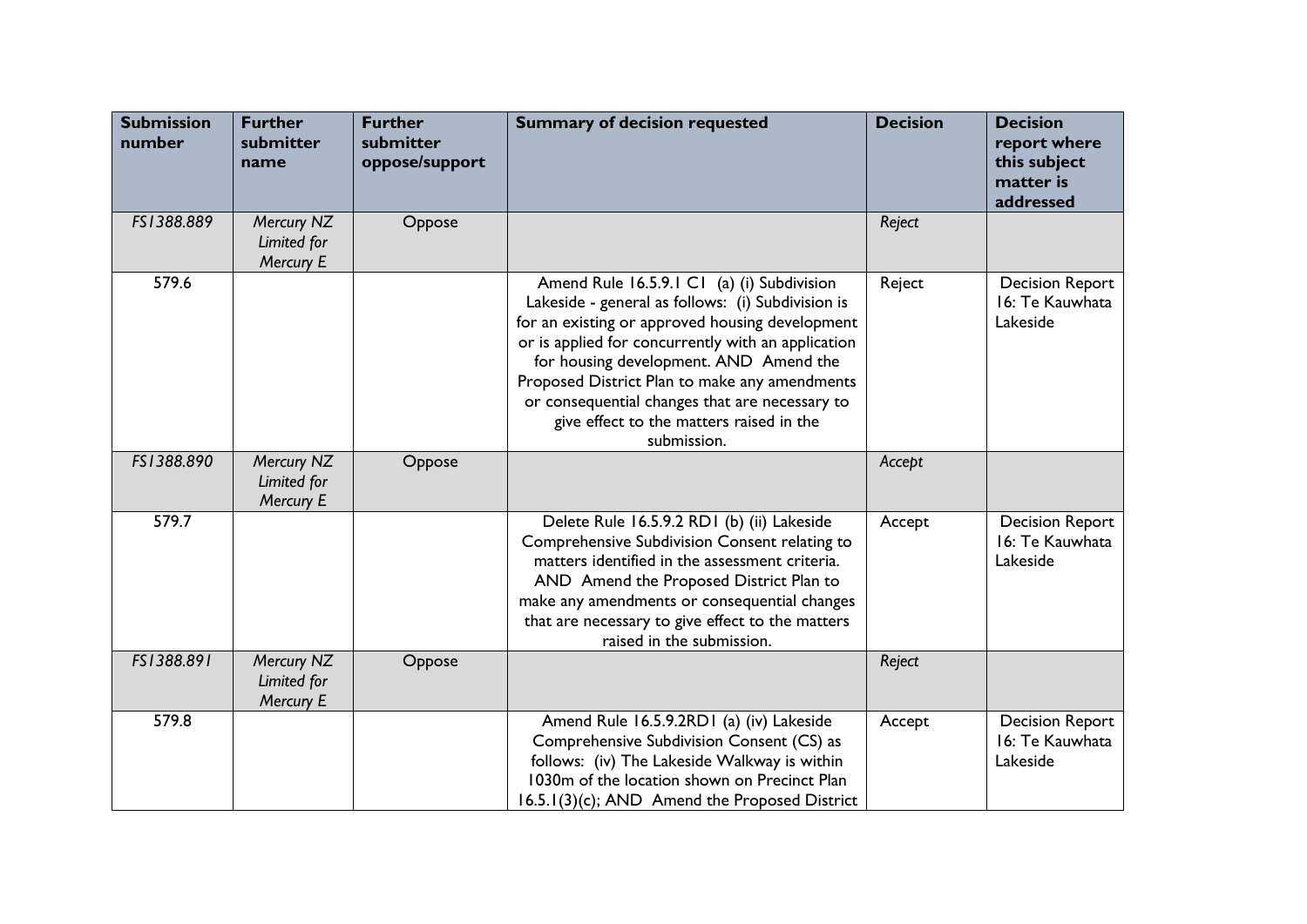| Submission number | Further submitter name | Further submitter oppose/support | Summary of decision requested | Decision | Decision report where this subject matter is addressed |
|---|---|---|---|---|---|
| *FS1388.889* | *Mercury NZ Limited for Mercury E* | Oppose | | *Reject* | |
| 579.6 | | | Amend Rule 16.5.9.1 C1 (a) (i) Subdivision Lakeside - general as follows: (i) Subdivision is for an existing or approved housing development or is applied for concurrently with an application for housing development. AND Amend the Proposed District Plan to make any amendments or consequential changes that are necessary to give effect to the matters raised in the submission. | Reject | Decision Report 16: Te Kauwhata Lakeside |
| *FS1388.890* | *Mercury NZ Limited for Mercury E* | Oppose | | *Accept* | |
| 579.7 | | | Delete Rule 16.5.9.2 RD1 (b) (ii) Lakeside Comprehensive Subdivision Consent relating to matters identified in the assessment criteria. AND Amend the Proposed District Plan to make any amendments or consequential changes that are necessary to give effect to the matters raised in the submission. | Accept | Decision Report 16: Te Kauwhata Lakeside |
| *FS1388.891* | *Mercury NZ Limited for Mercury E* | Oppose | | *Reject* | |
| 579.8 | | | Amend Rule 16.5.9.2RD1 (a) (iv) Lakeside Comprehensive Subdivision Consent (CS) as follows: (iv) The Lakeside Walkway is within 1030m of the location shown on Precinct Plan 16.5.1(3)(c); AND Amend the Proposed District | Accept | Decision Report 16: Te Kauwhata Lakeside |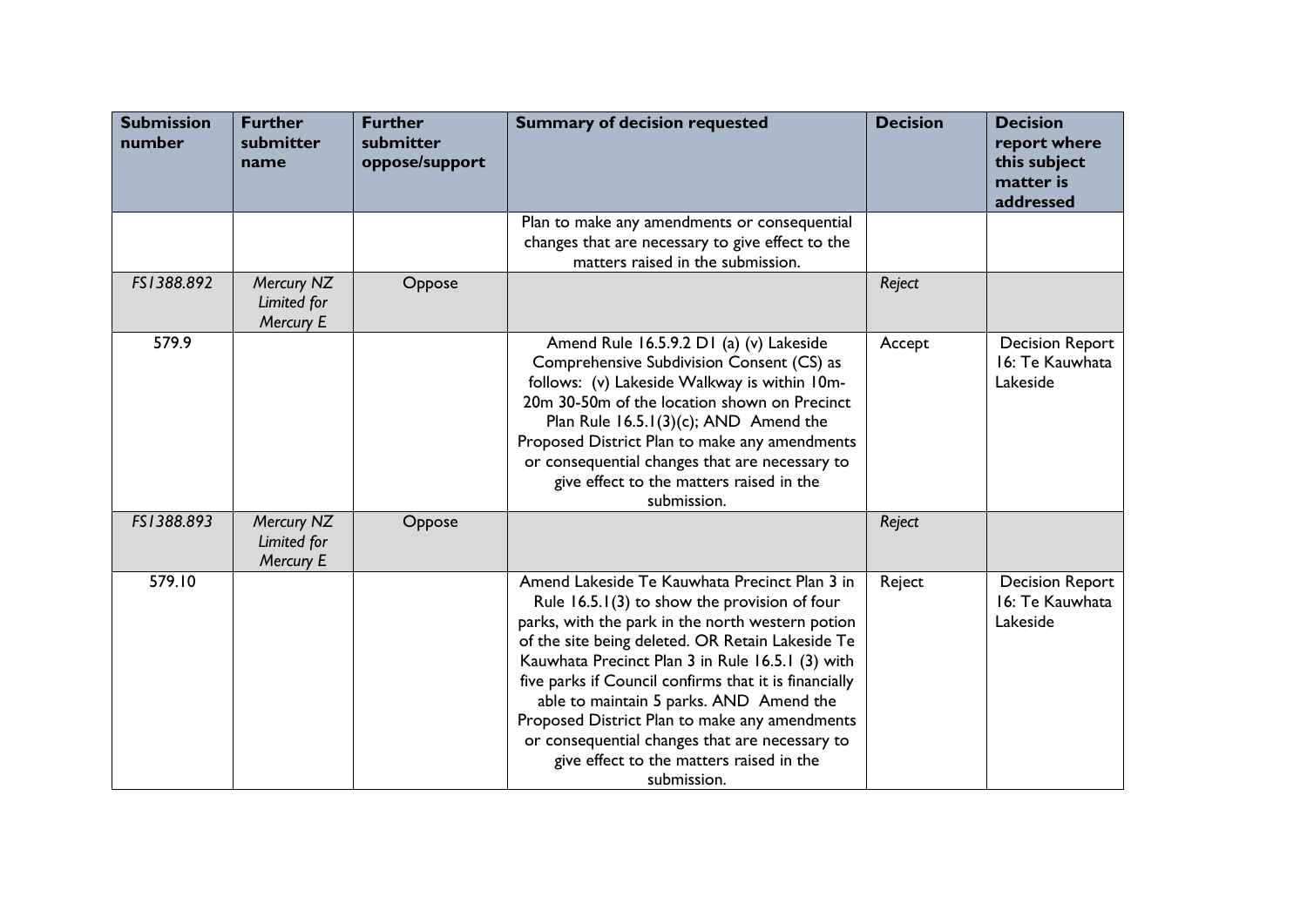| Submission number | Further submitter name | Further submitter oppose/support | Summary of decision requested | Decision | Decision report where this subject matter is addressed |
|---|---|---|---|---|---|
| | | | Plan to make any amendments or consequential changes that are necessary to give effect to the matters raised in the submission. | | |
| *FS1388.892* | *Mercury NZ Limited for Mercury E* | Oppose | | *Reject* | |
| 579.9 | | | Amend Rule 16.5.9.2 D1 (a) (v) Lakeside Comprehensive Subdivision Consent (CS) as follows: (v) Lakeside Walkway is within 10m-20m 30-50m of the location shown on Precinct Plan Rule 16.5.1(3)(c); AND Amend the Proposed District Plan to make any amendments or consequential changes that are necessary to give effect to the matters raised in the submission. | Accept | Decision Report 16: Te Kauwhata Lakeside |
| *FS1388.893* | *Mercury NZ Limited for Mercury E* | Oppose | | *Reject* | |
| 579.10 | | | Amend Lakeside Te Kauwhata Precinct Plan 3 in Rule 16.5.1(3) to show the provision of four parks, with the park in the north western potion of the site being deleted. OR Retain Lakeside Te Kauwhata Precinct Plan 3 in Rule 16.5.1 (3) with five parks if Council confirms that it is financially able to maintain 5 parks. AND Amend the Proposed District Plan to make any amendments or consequential changes that are necessary to give effect to the matters raised in the submission. | Reject | Decision Report 16: Te Kauwhata Lakeside |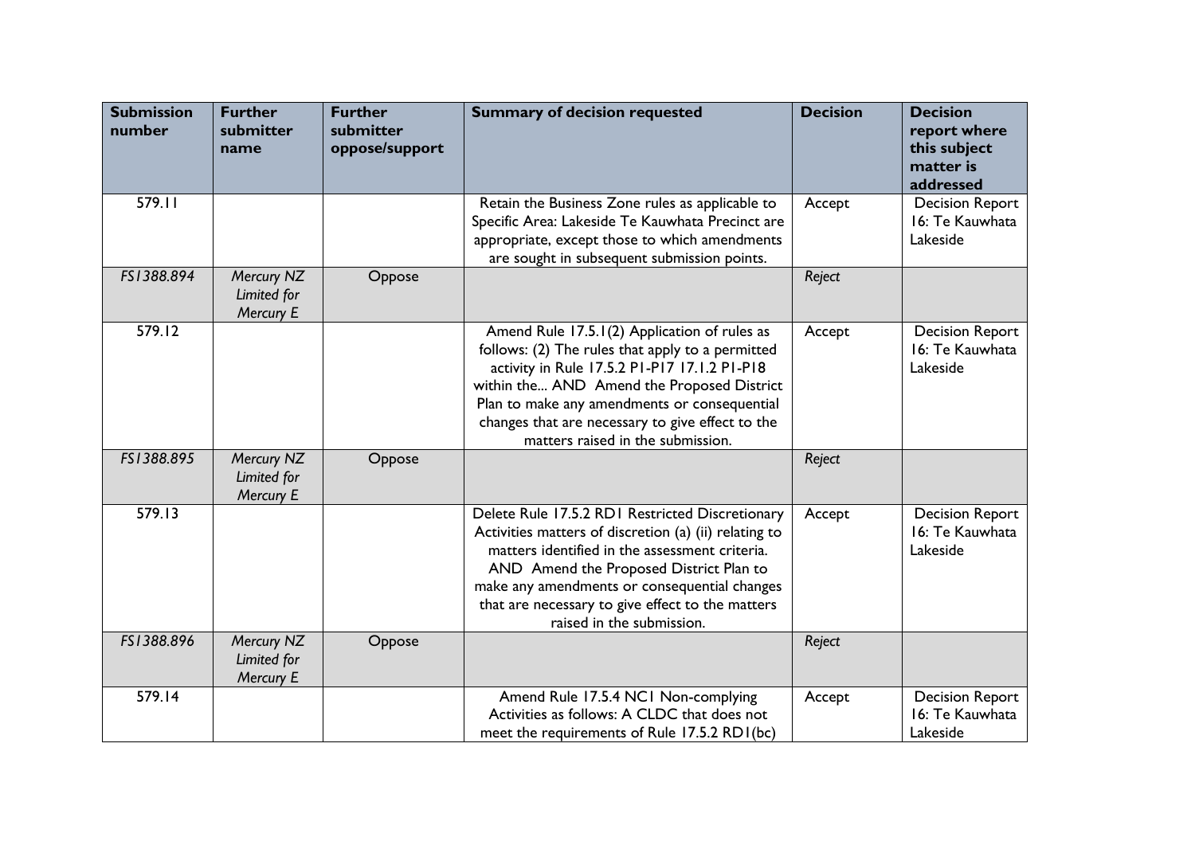| Submission number | Further submitter name | Further submitter oppose/support | Summary of decision requested | Decision | Decision report where this subject matter is addressed |
|---|---|---|---|---|---|
| 579.11 | | | Retain the Business Zone rules as applicable to Specific Area: Lakeside Te Kauwhata Precinct are appropriate, except those to which amendments are sought in subsequent submission points. | Accept | Decision Report 16: Te Kauwhata Lakeside |
| *FS1388.894* | *Mercury NZ Limited for Mercury E* | Oppose | | *Reject* | |
| 579.12 | | | Amend Rule 17.5.1(2) Application of rules as follows: (2) The rules that apply to a permitted activity in Rule 17.5.2 P1-P17 17.1.2 P1-P18 within the... AND Amend the Proposed District Plan to make any amendments or consequential changes that are necessary to give effect to the matters raised in the submission. | Accept | Decision Report 16: Te Kauwhata Lakeside |
| *FS1388.895* | *Mercury NZ Limited for Mercury E* | Oppose | | *Reject* | |
| 579.13 | | | Delete Rule 17.5.2 RD1 Restricted Discretionary Activities matters of discretion (a) (ii) relating to matters identified in the assessment criteria. AND Amend the Proposed District Plan to make any amendments or consequential changes that are necessary to give effect to the matters raised in the submission. | Accept | Decision Report 16: Te Kauwhata Lakeside |
| *FS1388.896* | *Mercury NZ Limited for Mercury E* | Oppose | | *Reject* | |
| 579.14 | | | Amend Rule 17.5.4 NC1 Non-complying Activities as follows: A CLDC that does not meet the requirements of Rule 17.5.2 RD1(bc) | Accept | Decision Report 16: Te Kauwhata Lakeside |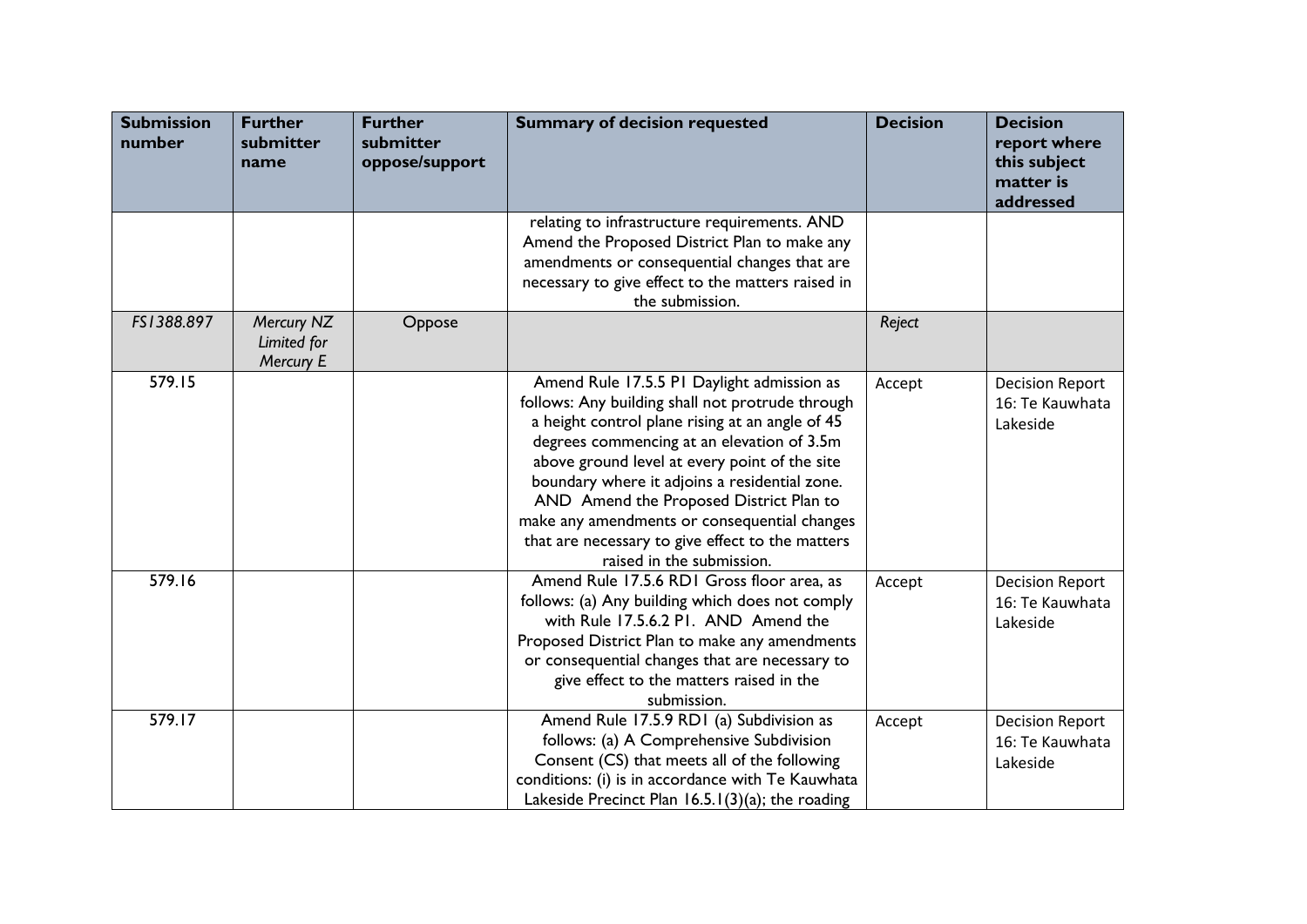| Submission number | Further submitter name | Further submitter oppose/support | Summary of decision requested | Decision | Decision report where this subject matter is addressed |
|---|---|---|---|---|---|
| | | | relating to infrastructure requirements. AND Amend the Proposed District Plan to make any amendments or consequential changes that are necessary to give effect to the matters raised in the submission. | | |
| *FS1388.897* | *Mercury NZ Limited for Mercury E* | Oppose | | *Reject* | |
| 579.15 | | | Amend Rule 17.5.5 P1 Daylight admission as follows: Any building shall not protrude through a height control plane rising at an angle of 45 degrees commencing at an elevation of 3.5m above ground level at every point of the site boundary where it adjoins a residential zone. AND Amend the Proposed District Plan to make any amendments or consequential changes that are necessary to give effect to the matters raised in the submission. | Accept | Decision Report 16: Te Kauwhata Lakeside |
| 579.16 | | | Amend Rule 17.5.6 RD1 Gross floor area, as follows: (a) Any building which does not comply with Rule 17.5.6.2 P1. AND Amend the Proposed District Plan to make any amendments or consequential changes that are necessary to give effect to the matters raised in the submission. | Accept | Decision Report 16: Te Kauwhata Lakeside |
| 579.17 | | | Amend Rule 17.5.9 RD1 (a) Subdivision as follows: (a) A Comprehensive Subdivision Consent (CS) that meets all of the following conditions: (i) is in accordance with Te Kauwhata Lakeside Precinct Plan 16.5.1(3)(a); the roading | Accept | Decision Report 16: Te Kauwhata Lakeside |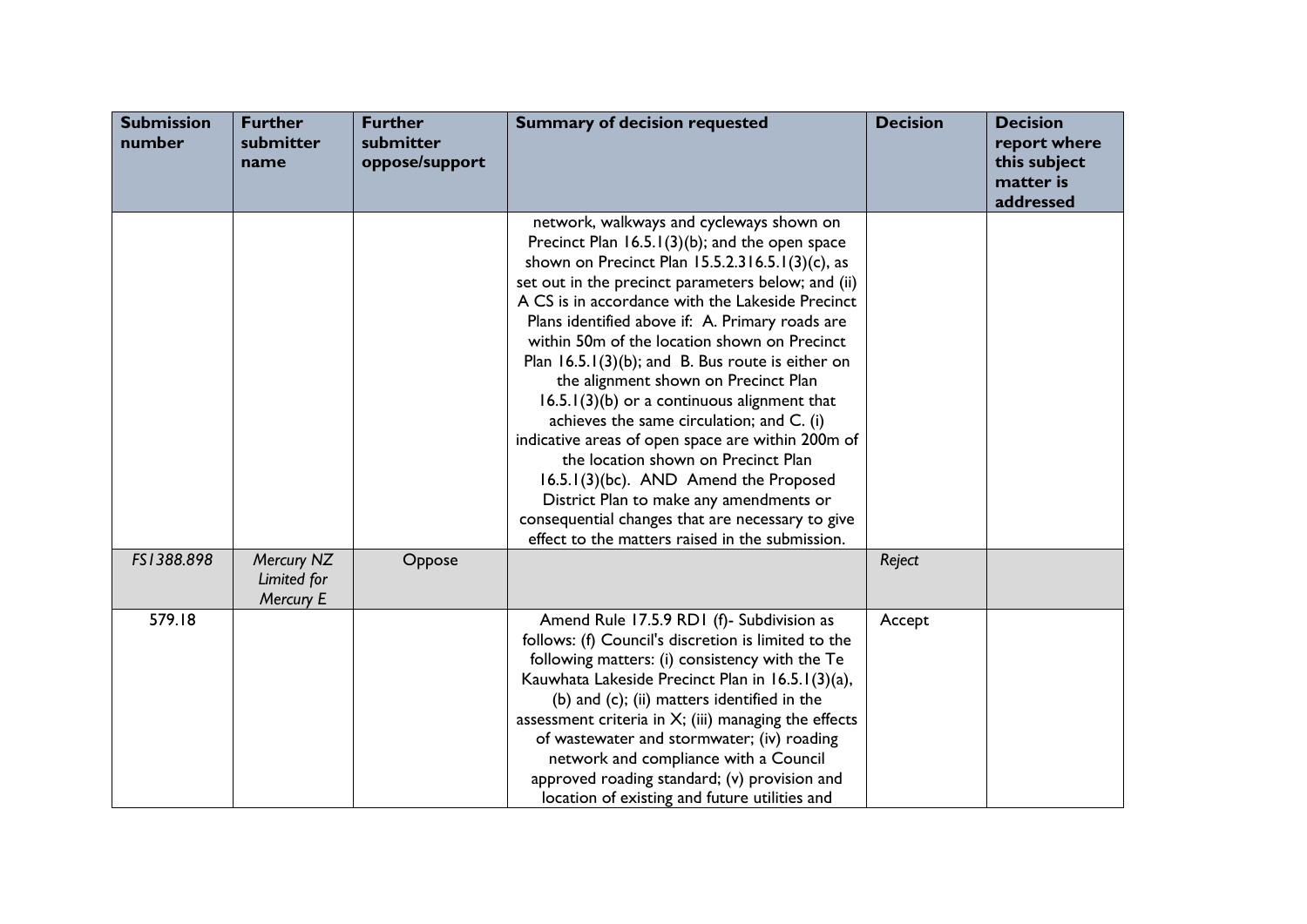| Submission number | Further submitter name | Further submitter oppose/support | Summary of decision requested | Decision | Decision report where this subject matter is addressed |
|---|---|---|---|---|---|
| | | | network, walkways and cycleways shown on Precinct Plan 16.5.1(3)(b); and the open space shown on Precinct Plan 15.5.2.316.5.1(3)(c), as set out in the precinct parameters below; and (ii) A CS is in accordance with the Lakeside Precinct Plans identified above if: A. Primary roads are within 50m of the location shown on Precinct Plan 16.5.1(3)(b); and B. Bus route is either on the alignment shown on Precinct Plan 16.5.1(3)(b) or a continuous alignment that achieves the same circulation; and C. (i) indicative areas of open space are within 200m of the location shown on Precinct Plan 16.5.1(3)(bc). AND Amend the Proposed District Plan to make any amendments or consequential changes that are necessary to give effect to the matters raised in the submission. | | |
| *FS1388.898* | *Mercury NZ Limited for Mercury E* | Oppose | | *Reject* | |
| 579.18 | | | Amend Rule 17.5.9 RD1 (f)- Subdivision as follows: (f) Council's discretion is limited to the following matters: (i) consistency with the Te Kauwhata Lakeside Precinct Plan in 16.5.1(3)(a), (b) and (c); (ii) matters identified in the assessment criteria in X; (iii) managing the effects of wastewater and stormwater; (iv) roading network and compliance with a Council approved roading standard; (v) provision and location of existing and future utilities and | Accept | |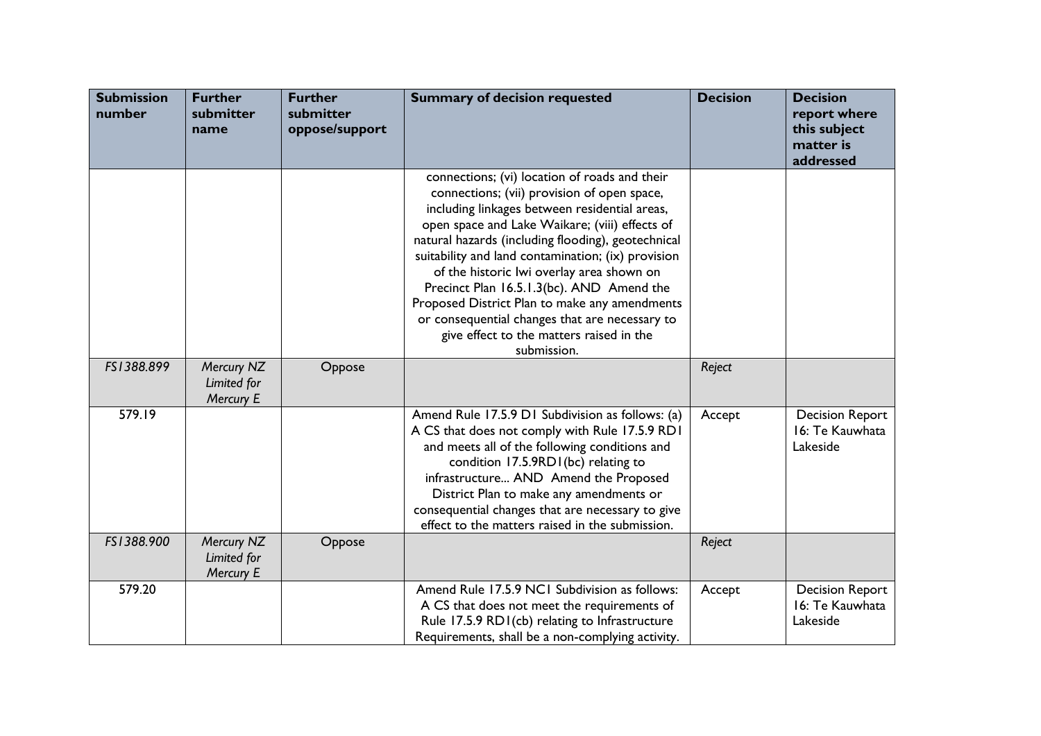| Submission number | Further submitter name | Further submitter oppose/support | Summary of decision requested | Decision | Decision report where this subject matter is addressed |
|---|---|---|---|---|---|
| | | | connections; (vi) location of roads and their connections; (vii) provision of open space, including linkages between residential areas, open space and Lake Waikare; (viii) effects of natural hazards (including flooding), geotechnical suitability and land contamination; (ix) provision of the historic Iwi overlay area shown on Precinct Plan 16.5.1.3(bc). AND Amend the Proposed District Plan to make any amendments or consequential changes that are necessary to give effect to the matters raised in the submission. | | |
| *FS1388.899* | *Mercury NZ Limited for Mercury E* | Oppose | | *Reject* | |
| 579.19 | | | Amend Rule 17.5.9 D1 Subdivision as follows: (a) A CS that does not comply with Rule 17.5.9 RD1 and meets all of the following conditions and condition 17.5.9RD1(bc) relating to infrastructure... AND Amend the Proposed District Plan to make any amendments or consequential changes that are necessary to give effect to the matters raised in the submission. | Accept | Decision Report 16: Te Kauwhata Lakeside |
| *FS1388.900* | *Mercury NZ Limited for Mercury E* | Oppose | | *Reject* | |
| 579.20 | | | Amend Rule 17.5.9 NC1 Subdivision as follows: A CS that does not meet the requirements of Rule 17.5.9 RD1(cb) relating to Infrastructure Requirements, shall be a non-complying activity. | Accept | Decision Report 16: Te Kauwhata Lakeside |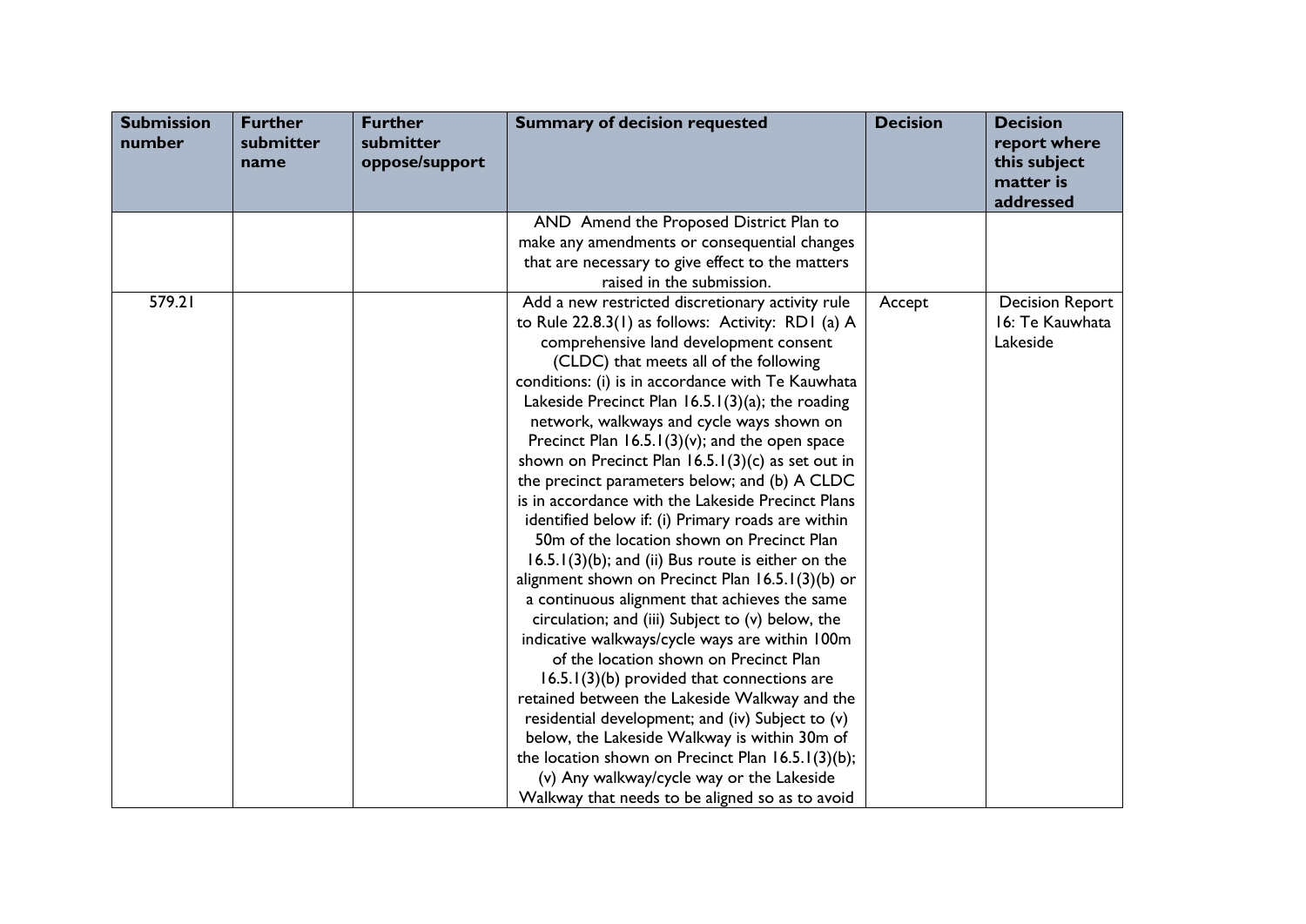| Submission number | Further submitter name | Further submitter oppose/support | Summary of decision requested | Decision | Decision report where this subject matter is addressed |
|---|---|---|---|---|---|
| | | | AND Amend the Proposed District Plan to make any amendments or consequential changes that are necessary to give effect to the matters raised in the submission. | | |
| 579.21 | | | Add a new restricted discretionary activity rule to Rule 22.8.3(1) as follows: Activity: RD1 (a) A comprehensive land development consent (CLDC) that meets all of the following conditions: (i) is in accordance with Te Kauwhata Lakeside Precinct Plan 16.5.1(3)(a); the roading network, walkways and cycle ways shown on Precinct Plan 16.5.1(3)(v); and the open space shown on Precinct Plan 16.5.1(3)(c) as set out in the precinct parameters below; and (b) A CLDC is in accordance with the Lakeside Precinct Plans identified below if: (i) Primary roads are within 50m of the location shown on Precinct Plan 16.5.1(3)(b); and (ii) Bus route is either on the alignment shown on Precinct Plan 16.5.1(3)(b) or a continuous alignment that achieves the same circulation; and (iii) Subject to (v) below, the indicative walkways/cycle ways are within 100m of the location shown on Precinct Plan 16.5.1(3)(b) provided that connections are retained between the Lakeside Walkway and the residential development; and (iv) Subject to (v) below, the Lakeside Walkway is within 30m of the location shown on Precinct Plan 16.5.1(3)(b); (v) Any walkway/cycle way or the Lakeside Walkway that needs to be aligned so as to avoid | Accept | Decision Report 16: Te Kauwhata Lakeside |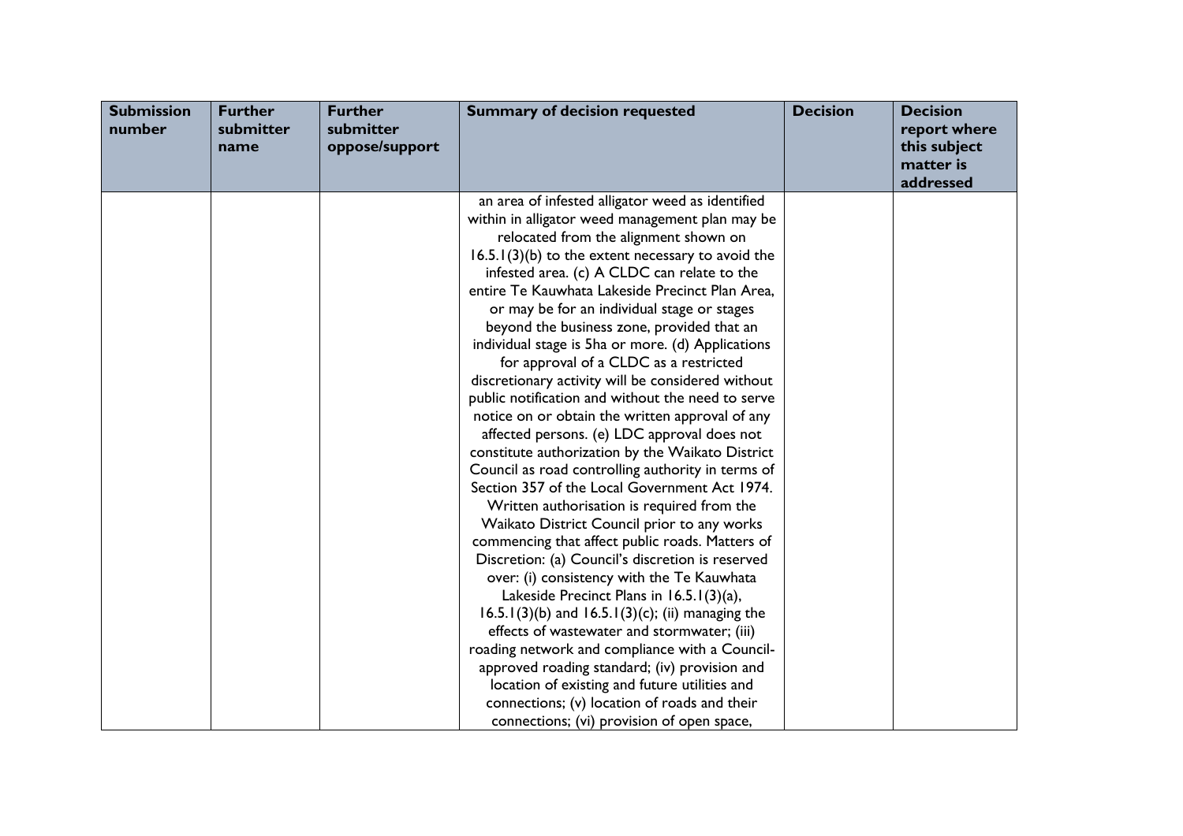| Submission number | Further submitter name | Further submitter oppose/support | Summary of decision requested | Decision | Decision report where this subject matter is addressed |
| --- | --- | --- | --- | --- | --- |
| | | | an area of infested alligator weed as identified within in alligator weed management plan may be relocated from the alignment shown on 16.5.1(3)(b) to the extent necessary to avoid the infested area. (c) A CLDC can relate to the entire Te Kauwhata Lakeside Precinct Plan Area, or may be for an individual stage or stages beyond the business zone, provided that an individual stage is 5ha or more. (d) Applications for approval of a CLDC as a restricted discretionary activity will be considered without public notification and without the need to serve notice on or obtain the written approval of any affected persons. (e) LDC approval does not constitute authorization by the Waikato District Council as road controlling authority in terms of Section 357 of the Local Government Act 1974. Written authorisation is required from the Waikato District Council prior to any works commencing that affect public roads. Matters of Discretion: (a) Council's discretion is reserved over: (i) consistency with the Te Kauwhata Lakeside Precinct Plans in 16.5.1(3)(a), 16.5.1(3)(b) and 16.5.1(3)(c); (ii) managing the effects of wastewater and stormwater; (iii) roading network and compliance with a Council-approved roading standard; (iv) provision and location of existing and future utilities and connections; (v) location of roads and their connections; (vi) provision of open space, | | |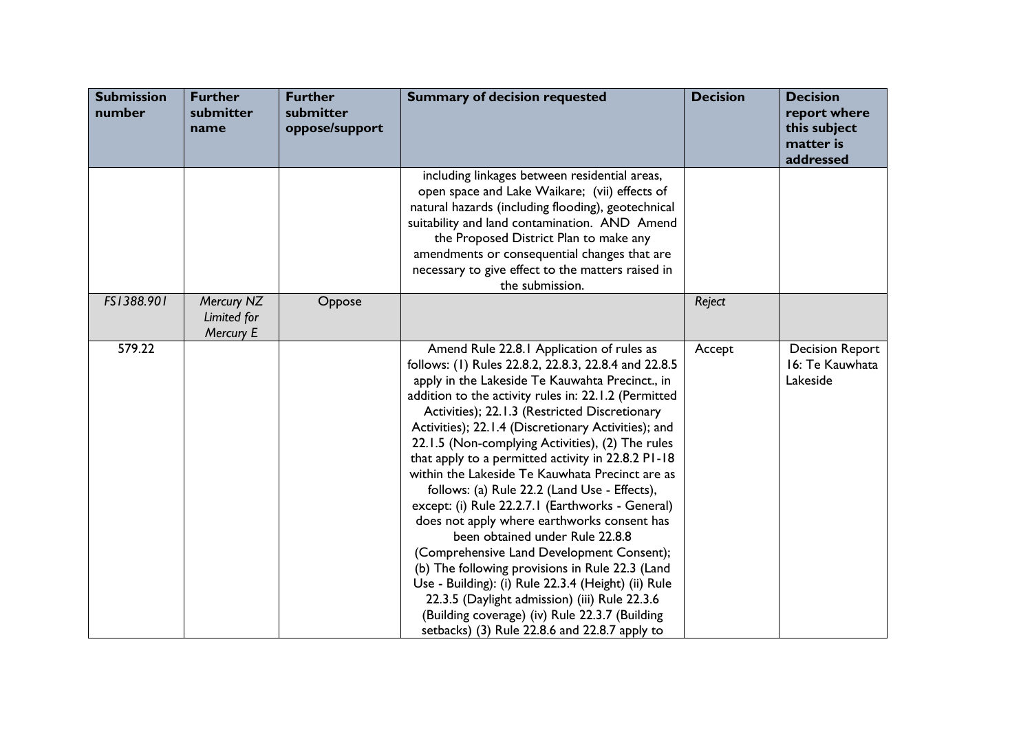| Submission number | Further submitter name | Further submitter oppose/support | Summary of decision requested | Decision | Decision report where this subject matter is addressed |
|---|---|---|---|---|---|
| | | | including linkages between residential areas, open space and Lake Waikare; (vii) effects of natural hazards (including flooding), geotechnical suitability and land contamination. AND Amend the Proposed District Plan to make any amendments or consequential changes that are necessary to give effect to the matters raised in the submission. | | |
| *FS1388.901* | *Mercury NZ Limited for Mercury E* | Oppose | | *Reject* | |
| 579.22 | | | Amend Rule 22.8.1 Application of rules as follows: (1) Rules 22.8.2, 22.8.3, 22.8.4 and 22.8.5 apply in the Lakeside Te Kauwahta Precinct., in addition to the activity rules in: 22.1.2 (Permitted Activities); 22.1.3 (Restricted Discretionary Activities); 22.1.4 (Discretionary Activities); and 22.1.5 (Non-complying Activities), (2) The rules that apply to a permitted activity in 22.8.2 P1-18 within the Lakeside Te Kauwhata Precinct are as follows: (a) Rule 22.2 (Land Use - Effects), except: (i) Rule 22.2.7.1 (Earthworks - General) does not apply where earthworks consent has been obtained under Rule 22.8.8 (Comprehensive Land Development Consent); (b) The following provisions in Rule 22.3 (Land Use - Building): (i) Rule 22.3.4 (Height) (ii) Rule 22.3.5 (Daylight admission) (iii) Rule 22.3.6 (Building coverage) (iv) Rule 22.3.7 (Building setbacks) (3) Rule 22.8.6 and 22.8.7 apply to | Accept | Decision Report 16: Te Kauwhata Lakeside |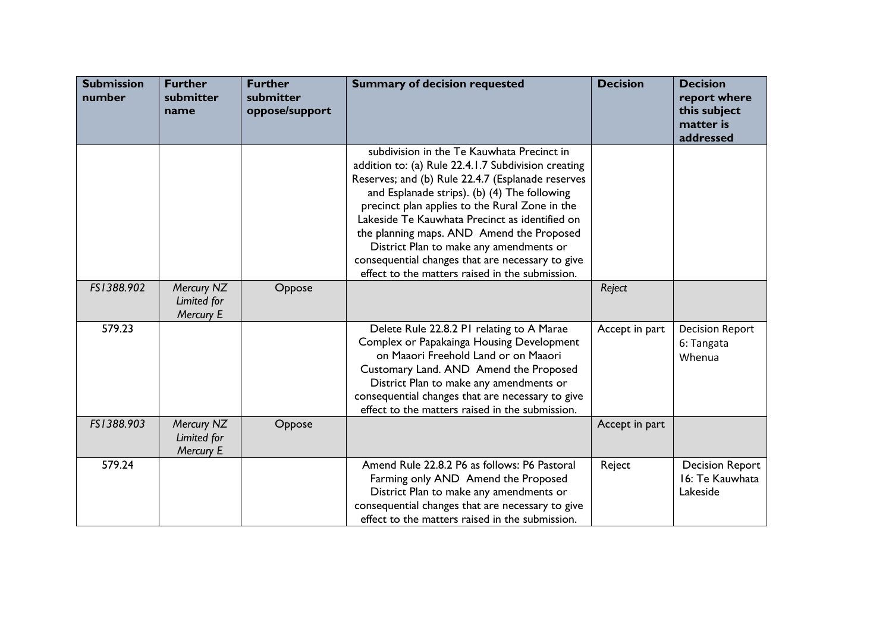| Submission number | Further submitter name | Further submitter oppose/support | Summary of decision requested | Decision | Decision report where this subject matter is addressed |
|---|---|---|---|---|---|
| | | | subdivision in the Te Kauwhata Precinct in addition to: (a) Rule 22.4.1.7 Subdivision creating Reserves; and (b) Rule 22.4.7 (Esplanade reserves and Esplanade strips). (b) (4) The following precinct plan applies to the Rural Zone in the Lakeside Te Kauwhata Precinct as identified on the planning maps. AND Amend the Proposed District Plan to make any amendments or consequential changes that are necessary to give effect to the matters raised in the submission. | | |
| *FS1388.902* | *Mercury NZ Limited for Mercury E* | Oppose | | *Reject* | |
| 579.23 | | | Delete Rule 22.8.2 P1 relating to A Marae Complex or Papakainga Housing Development on Maaori Freehold Land or on Maaori Customary Land. AND Amend the Proposed District Plan to make any amendments or consequential changes that are necessary to give effect to the matters raised in the submission. | Accept in part | Decision Report 6: Tangata Whenua |
| *FS1388.903* | *Mercury NZ Limited for Mercury E* | Oppose | | Accept in part | |
| 579.24 | | | Amend Rule 22.8.2 P6 as follows: P6 Pastoral Farming only AND Amend the Proposed District Plan to make any amendments or consequential changes that are necessary to give effect to the matters raised in the submission. | Reject | Decision Report 16: Te Kauwhata Lakeside |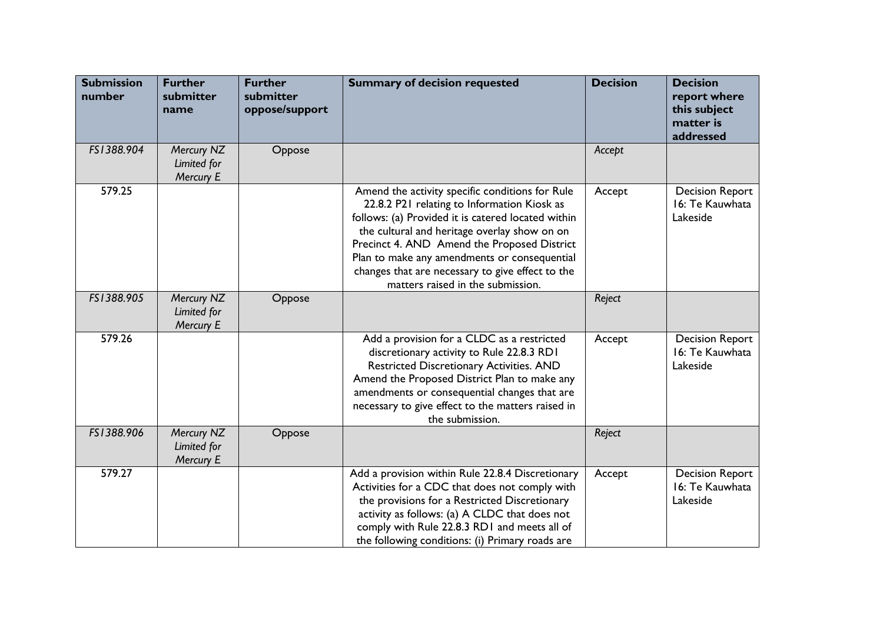| Submission number | Further submitter name | Further submitter oppose/support | Summary of decision requested | Decision | Decision report where this subject matter is addressed |
|---|---|---|---|---|---|
| *FS1388.904* | *Mercury NZ Limited for Mercury E* | Oppose | | *Accept* | |
| 579.25 | | | Amend the activity specific conditions for Rule 22.8.2 P21 relating to Information Kiosk as follows: (a) Provided it is catered located within the cultural and heritage overlay show on on Precinct 4. AND Amend the Proposed District Plan to make any amendments or consequential changes that are necessary to give effect to the matters raised in the submission. | Accept | Decision Report 16: Te Kauwhata Lakeside |
| *FS1388.905* | *Mercury NZ Limited for Mercury E* | Oppose | | *Reject* | |
| 579.26 | | | Add a provision for a CLDC as a restricted discretionary activity to Rule 22.8.3 RD1 Restricted Discretionary Activities. AND Amend the Proposed District Plan to make any amendments or consequential changes that are necessary to give effect to the matters raised in the submission. | Accept | Decision Report 16: Te Kauwhata Lakeside |
| *FS1388.906* | *Mercury NZ Limited for Mercury E* | Oppose | | *Reject* | |
| 579.27 | | | Add a provision within Rule 22.8.4 Discretionary Activities for a CDC that does not comply with the provisions for a Restricted Discretionary activity as follows: (a) A CLDC that does not comply with Rule 22.8.3 RD1 and meets all of the following conditions: (i) Primary roads are | Accept | Decision Report 16: Te Kauwhata Lakeside |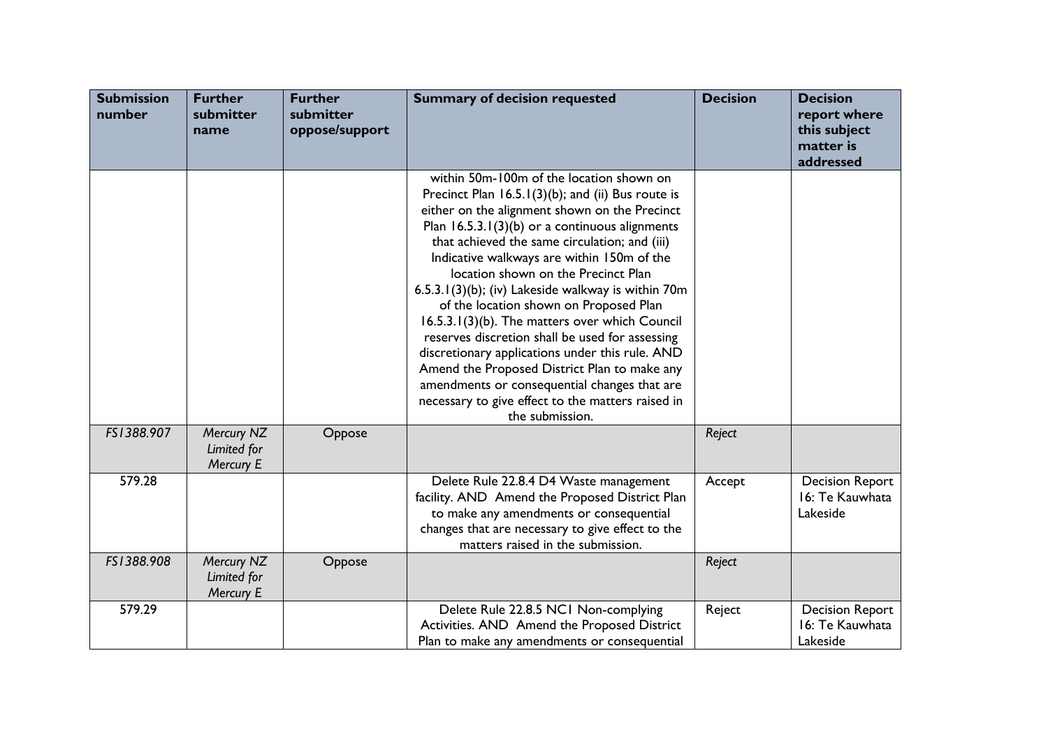| Submission number | Further submitter name | Further submitter oppose/support | Summary of decision requested | Decision | Decision report where this subject matter is addressed |
|---|---|---|---|---|---|
| | | | within 50m-100m of the location shown on Precinct Plan 16.5.1(3)(b); and (ii) Bus route is either on the alignment shown on the Precinct Plan 16.5.3.1(3)(b) or a continuous alignments that achieved the same circulation; and (iii) Indicative walkways are within 150m of the location shown on the Precinct Plan 6.5.3.1(3)(b); (iv) Lakeside walkway is within 70m of the location shown on Proposed Plan 16.5.3.1(3)(b). The matters over which Council reserves discretion shall be used for assessing discretionary applications under this rule. AND Amend the Proposed District Plan to make any amendments or consequential changes that are necessary to give effect to the matters raised in the submission. | | |
| *FS1388.907* | *Mercury NZ Limited for Mercury E* | Oppose | | *Reject* | |
| 579.28 | | | Delete Rule 22.8.4 D4 Waste management facility. AND Amend the Proposed District Plan to make any amendments or consequential changes that are necessary to give effect to the matters raised in the submission. | Accept | Decision Report 16: Te Kauwhata Lakeside |
| *FS1388.908* | *Mercury NZ Limited for Mercury E* | Oppose | | *Reject* | |
| 579.29 | | | Delete Rule 22.8.5 NC1 Non-complying Activities. AND Amend the Proposed District Plan to make any amendments or consequential | Reject | Decision Report 16: Te Kauwhata Lakeside |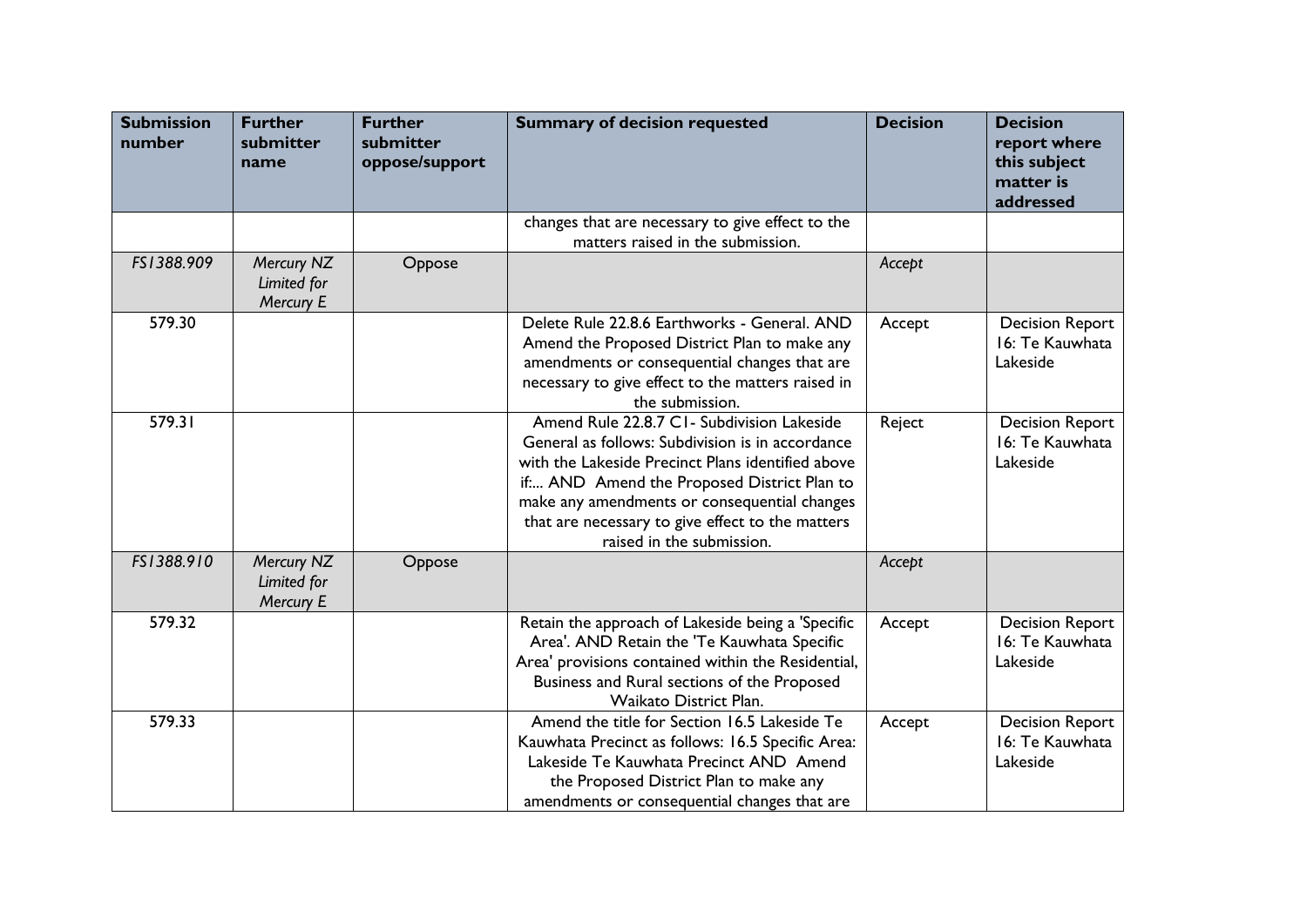| Submission number | Further submitter name | Further submitter oppose/support | Summary of decision requested | Decision | Decision report where this subject matter is addressed |
|---|---|---|---|---|---|
| | | | changes that are necessary to give effect to the matters raised in the submission. | | |
| *FS1388.909* | *Mercury NZ Limited for Mercury E* | Oppose | | *Accept* | |
| 579.30 | | | Delete Rule 22.8.6 Earthworks - General. AND Amend the Proposed District Plan to make any amendments or consequential changes that are necessary to give effect to the matters raised in the submission. | Accept | Decision Report 16: Te Kauwhata Lakeside |
| 579.31 | | | Amend Rule 22.8.7 C1- Subdivision Lakeside General as follows: Subdivision is in accordance with the Lakeside Precinct Plans identified above if:... AND Amend the Proposed District Plan to make any amendments or consequential changes that are necessary to give effect to the matters raised in the submission. | Reject | Decision Report 16: Te Kauwhata Lakeside |
| *FS1388.910* | *Mercury NZ Limited for Mercury E* | Oppose | | *Accept* | |
| 579.32 | | | Retain the approach of Lakeside being a 'Specific Area'. AND Retain the 'Te Kauwhata Specific Area' provisions contained within the Residential, Business and Rural sections of the Proposed Waikato District Plan. | Accept | Decision Report 16: Te Kauwhata Lakeside |
| 579.33 | | | Amend the title for Section 16.5 Lakeside Te Kauwhata Precinct as follows: 16.5 Specific Area: Lakeside Te Kauwhata Precinct AND Amend the Proposed District Plan to make any amendments or consequential changes that are | Accept | Decision Report 16: Te Kauwhata Lakeside |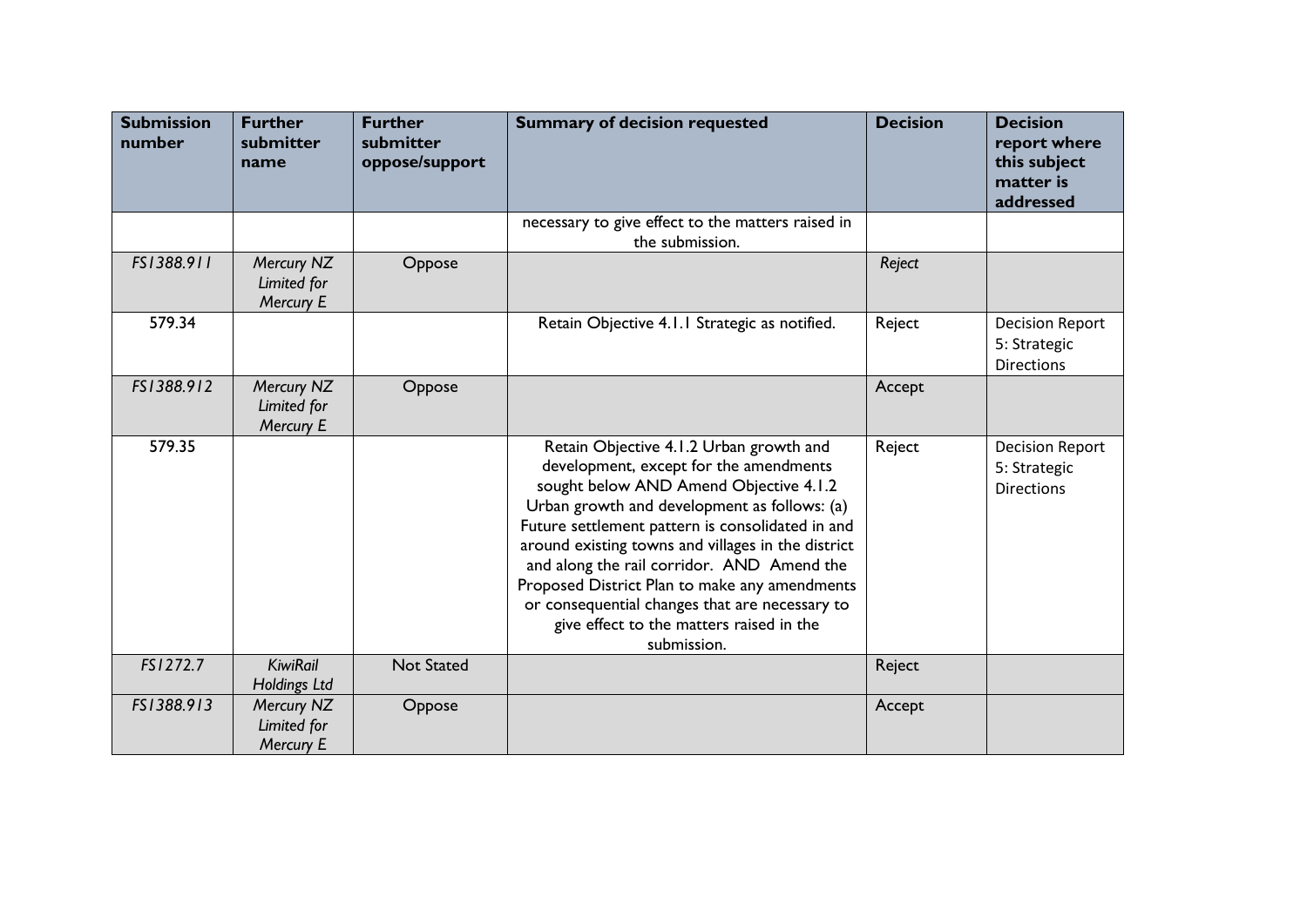| Submission number | Further submitter name | Further submitter oppose/support | Summary of decision requested | Decision | Decision report where this subject matter is addressed |
|---|---|---|---|---|---|
| | | | necessary to give effect to the matters raised in the submission. | | |
| *FS1388.911* | *Mercury NZ Limited for Mercury E* | Oppose | | *Reject* | |
| 579.34 | | | Retain Objective 4.1.1 Strategic as notified. | Reject | Decision Report 5: Strategic Directions |
| *FS1388.912* | *Mercury NZ Limited for Mercury E* | Oppose | | Accept | |
| 579.35 | | | Retain Objective 4.1.2 Urban growth and development, except for the amendments sought below AND Amend Objective 4.1.2 Urban growth and development as follows: (a) Future settlement pattern is consolidated in and around existing towns and villages in the district and along the rail corridor. AND Amend the Proposed District Plan to make any amendments or consequential changes that are necessary to give effect to the matters raised in the submission. | Reject | Decision Report 5: Strategic Directions |
| *FS1272.7* | *KiwiRail Holdings Ltd* | Not Stated | | Reject | |
| *FS1388.913* | *Mercury NZ Limited for Mercury E* | Oppose | | Accept | |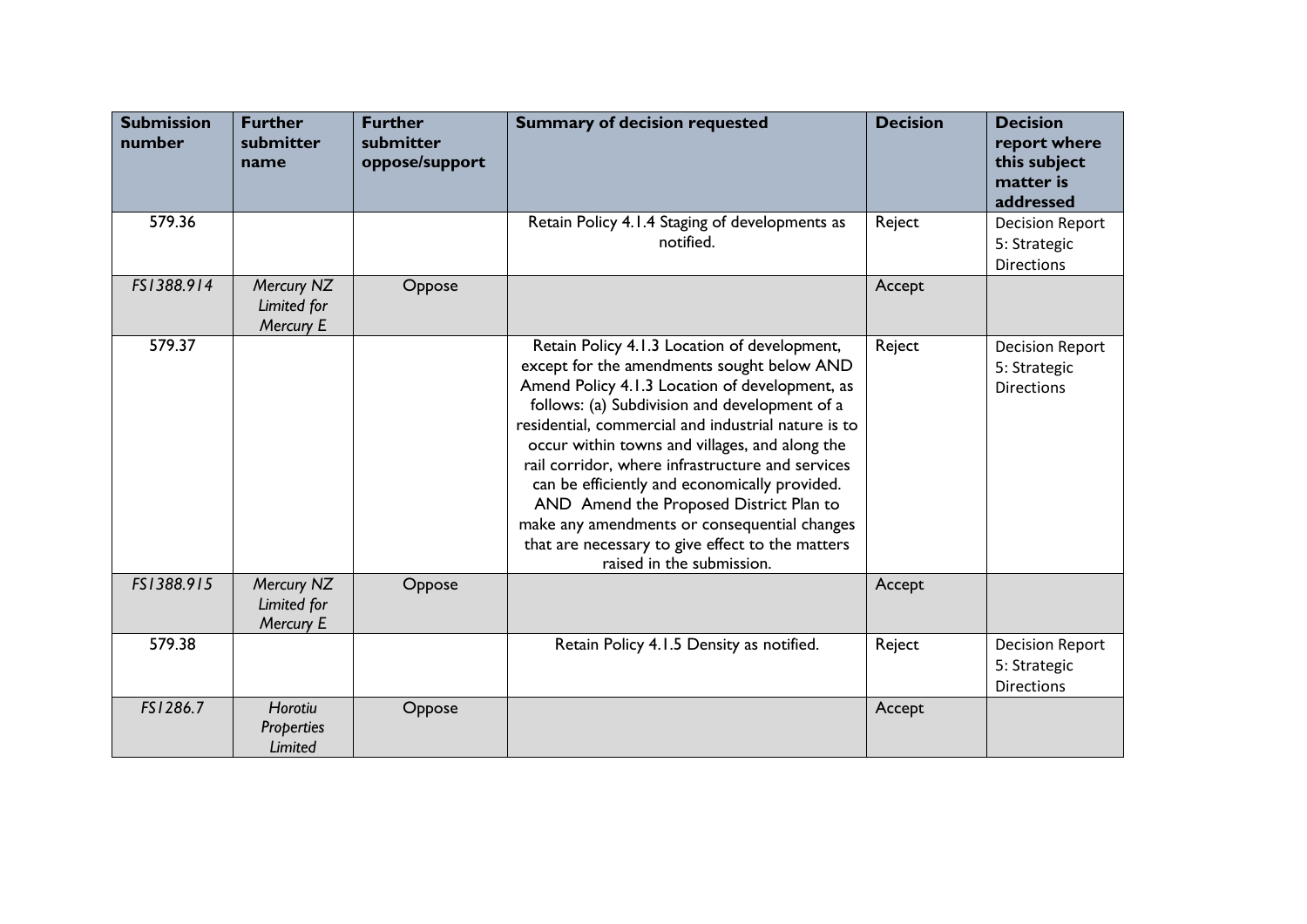| Submission number | Further submitter name | Further submitter oppose/support | Summary of decision requested | Decision | Decision report where this subject matter is addressed |
|---|---|---|---|---|---|
| 579.36 | | | Retain Policy 4.1.4 Staging of developments as notified. | Reject | Decision Report 5: Strategic Directions |
| *FS1388.914* | *Mercury NZ Limited for Mercury E* | Oppose | | Accept | |
| 579.37 | | | Retain Policy 4.1.3 Location of development, except for the amendments sought below AND Amend Policy 4.1.3 Location of development, as follows: (a) Subdivision and development of a residential, commercial and industrial nature is to occur within towns and villages, and along the rail corridor, where infrastructure and services can be efficiently and economically provided. AND Amend the Proposed District Plan to make any amendments or consequential changes that are necessary to give effect to the matters raised in the submission. | Reject | Decision Report 5: Strategic Directions |
| *FS1388.915* | *Mercury NZ Limited for Mercury E* | Oppose | | Accept | |
| 579.38 | | | Retain Policy 4.1.5 Density as notified. | Reject | Decision Report 5: Strategic Directions |
| *FS1286.7* | *Horotiu Properties Limited* | Oppose | | Accept | |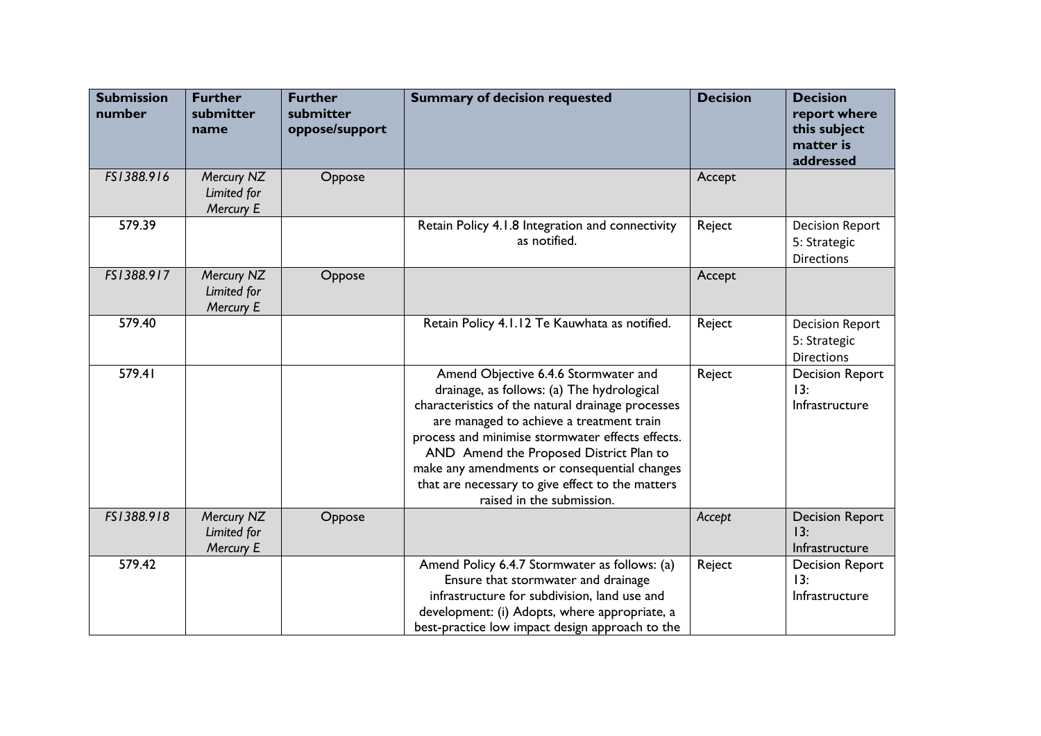| Submission number | Further submitter name | Further submitter oppose/support | Summary of decision requested | Decision | Decision report where this subject matter is addressed |
|---|---|---|---|---|---|
| FS1388.916 | *Mercury NZ Limited for Mercury E* | Oppose | | Accept | |
| 579.39 | | | Retain Policy 4.1.8 Integration and connectivity as notified. | Reject | Decision Report 5: Strategic Directions |
| FS1388.917 | *Mercury NZ Limited for Mercury E* | Oppose | | Accept | |
| 579.40 | | | Retain Policy 4.1.12 Te Kauwhata as notified. | Reject | Decision Report 5: Strategic Directions |
| 579.41 | | | Amend Objective 6.4.6 Stormwater and drainage, as follows: (a) The hydrological characteristics of the natural drainage processes are managed to achieve a treatment train process and minimise stormwater effects effects. AND Amend the Proposed District Plan to make any amendments or consequential changes that are necessary to give effect to the matters raised in the submission. | Reject | Decision Report 13: Infrastructure |
| FS1388.918 | *Mercury NZ Limited for Mercury E* | Oppose | | *Accept* | Decision Report 13: Infrastructure |
| 579.42 | | | Amend Policy 6.4.7 Stormwater as follows: (a) Ensure that stormwater and drainage infrastructure for subdivision, land use and development: (i) Adopts, where appropriate, a best-practice low impact design approach to the | Reject | Decision Report 13: Infrastructure |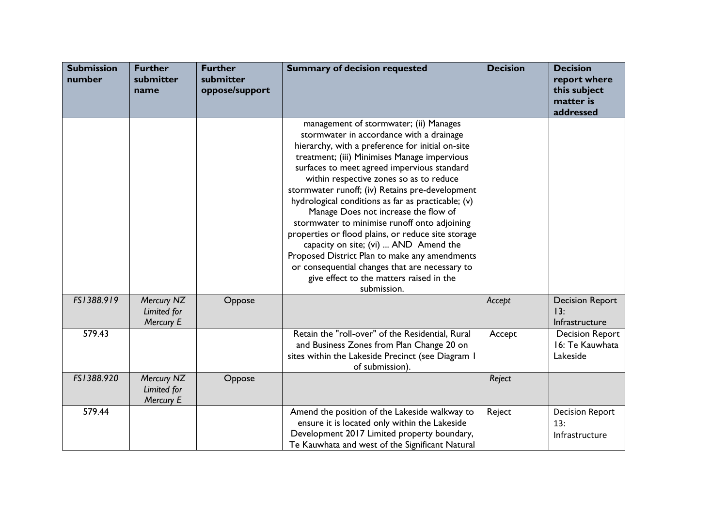| Submission number | Further submitter name | Further submitter oppose/support | Summary of decision requested | Decision | Decision report where this subject matter is addressed |
|---|---|---|---|---|---|
| | | | management of stormwater; (ii) Manages stormwater in accordance with a drainage hierarchy, with a preference for initial on-site treatment; (iii) Minimises Manage impervious surfaces to meet agreed impervious standard within respective zones so as to reduce stormwater runoff; (iv) Retains pre-development hydrological conditions as far as practicable; (v) Manage Does not increase the flow of stormwater to minimise runoff onto adjoining properties or flood plains, or reduce site storage capacity on site; (vi) ... AND Amend the Proposed District Plan to make any amendments or consequential changes that are necessary to give effect to the matters raised in the submission. | | |
| *FS1388.919* | *Mercury NZ Limited for Mercury E* | Oppose | | *Accept* | Decision Report 13: Infrastructure |
| 579.43 | | | Retain the "roll-over" of the Residential, Rural and Business Zones from Plan Change 20 on sites within the Lakeside Precinct (see Diagram 1 of submission). | Accept | Decision Report 16: Te Kauwhata Lakeside |
| *FS1388.920* | *Mercury NZ Limited for Mercury E* | Oppose | | *Reject* | |
| 579.44 | | | Amend the position of the Lakeside walkway to ensure it is located only within the Lakeside Development 2017 Limited property boundary, Te Kauwhata and west of the Significant Natural | Reject | Decision Report 13: Infrastructure |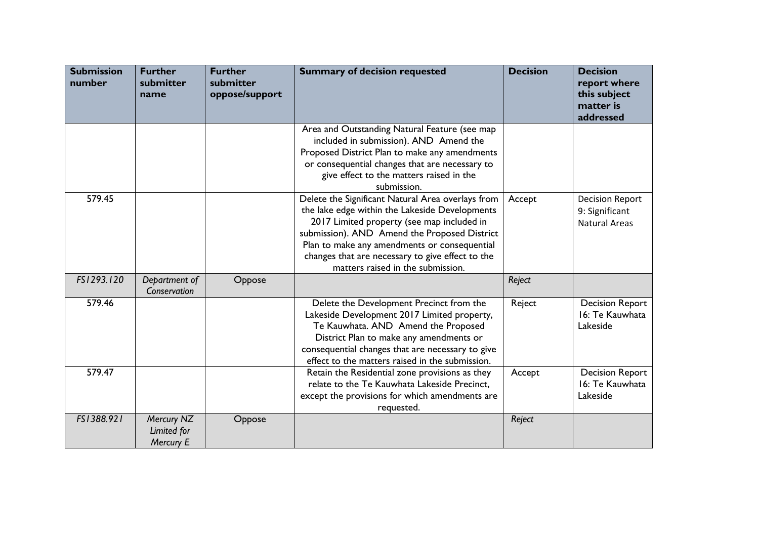| Submission number | Further submitter name | Further submitter oppose/support | Summary of decision requested | Decision | Decision report where this subject matter is addressed |
|---|---|---|---|---|---|
| | | | Area and Outstanding Natural Feature (see map included in submission). AND Amend the Proposed District Plan to make any amendments or consequential changes that are necessary to give effect to the matters raised in the submission. | | |
| 579.45 | | | Delete the Significant Natural Area overlays from the lake edge within the Lakeside Developments 2017 Limited property (see map included in submission). AND Amend the Proposed District Plan to make any amendments or consequential changes that are necessary to give effect to the matters raised in the submission. | Accept | Decision Report 9: Significant Natural Areas |
| *FS1293.120* | *Department of Conservation* | Oppose | | *Reject* | |
| 579.46 | | | Delete the Development Precinct from the Lakeside Development 2017 Limited property, Te Kauwhata. AND Amend the Proposed District Plan to make any amendments or consequential changes that are necessary to give effect to the matters raised in the submission. | Reject | Decision Report 16: Te Kauwhata Lakeside |
| 579.47 | | | Retain the Residential zone provisions as they relate to the Te Kauwhata Lakeside Precinct, except the provisions for which amendments are requested. | Accept | Decision Report 16: Te Kauwhata Lakeside |
| *FS1388.921* | *Mercury NZ Limited for Mercury E* | Oppose | | *Reject* | |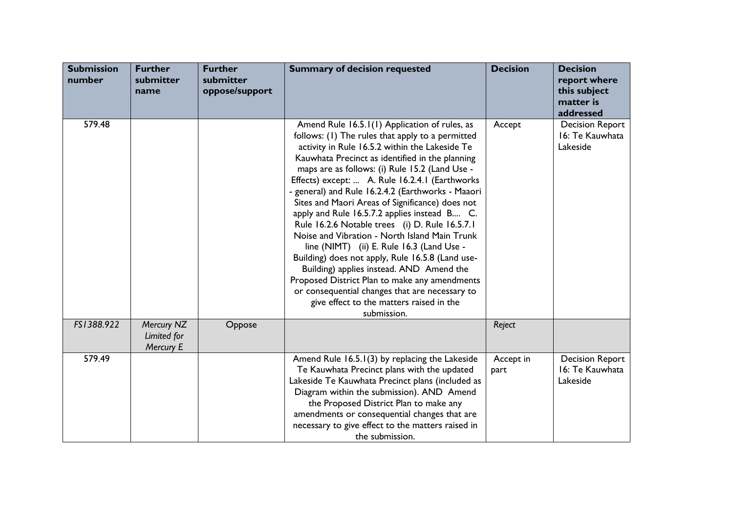| Submission number | Further submitter name | Further submitter oppose/support | Summary of decision requested | Decision | Decision report where this subject matter is addressed |
|---|---|---|---|---|---|
| 579.48 | | | Amend Rule 16.5.1(1) Application of rules, as follows: (1) The rules that apply to a permitted activity in Rule 16.5.2 within the Lakeside Te Kauwhata Precinct as identified in the planning maps are as follows: (i) Rule 15.2 (Land Use - Effects) except: ... A. Rule 16.2.4.1 (Earthworks - general) and Rule 16.2.4.2 (Earthworks - Maaori Sites and Maori Areas of Significance) does not apply and Rule 16.5.7.2 applies instead B.... C. Rule 16.2.6 Notable trees (i) D. Rule 16.5.7.1 Noise and Vibration - North Island Main Trunk line (NIMT) (ii) E. Rule 16.3 (Land Use - Building) does not apply, Rule 16.5.8 (Land use-Building) applies instead. AND Amend the Proposed District Plan to make any amendments or consequential changes that are necessary to give effect to the matters raised in the submission. | Accept | Decision Report 16: Te Kauwhata Lakeside |
| *FS1388.922* | *Mercury NZ Limited for Mercury E* | Oppose | | *Reject* | |
| 579.49 | | | Amend Rule 16.5.1(3) by replacing the Lakeside Te Kauwhata Precinct plans with the updated Lakeside Te Kauwhata Precinct plans (included as Diagram within the submission). AND Amend the Proposed District Plan to make any amendments or consequential changes that are necessary to give effect to the matters raised in the submission. | Accept in part | Decision Report 16: Te Kauwhata Lakeside |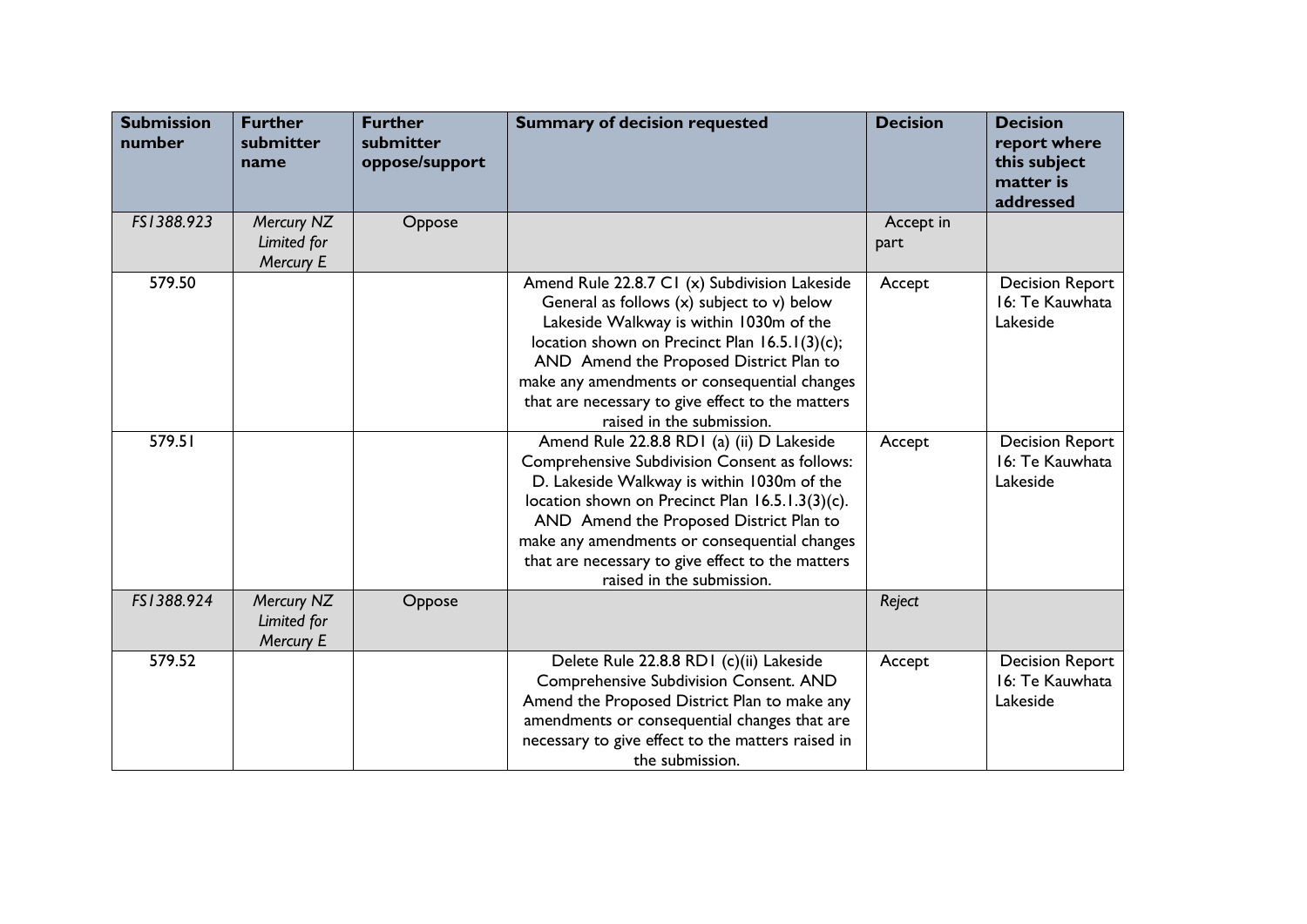| Submission number | Further submitter name | Further submitter oppose/support | Summary of decision requested | Decision | Decision report where this subject matter is addressed |
|---|---|---|---|---|---|
| *FS1388.923* | *Mercury NZ Limited for Mercury E* | Oppose | | Accept in part | |
| 579.50 | | | Amend Rule 22.8.7 C1 (x) Subdivision Lakeside General as follows (x) subject to v) below Lakeside Walkway is within 1030m of the location shown on Precinct Plan 16.5.1(3)(c); AND Amend the Proposed District Plan to make any amendments or consequential changes that are necessary to give effect to the matters raised in the submission. | Accept | Decision Report 16: Te Kauwhata Lakeside |
| 579.51 | | | Amend Rule 22.8.8 RD1 (a) (ii) D Lakeside Comprehensive Subdivision Consent as follows: D. Lakeside Walkway is within 1030m of the location shown on Precinct Plan 16.5.1.3(3)(c). AND Amend the Proposed District Plan to make any amendments or consequential changes that are necessary to give effect to the matters raised in the submission. | Accept | Decision Report 16: Te Kauwhata Lakeside |
| *FS1388.924* | *Mercury NZ Limited for Mercury E* | Oppose | | *Reject* | |
| 579.52 | | | Delete Rule 22.8.8 RD1 (c)(ii) Lakeside Comprehensive Subdivision Consent. AND Amend the Proposed District Plan to make any amendments or consequential changes that are necessary to give effect to the matters raised in the submission. | Accept | Decision Report 16: Te Kauwhata Lakeside |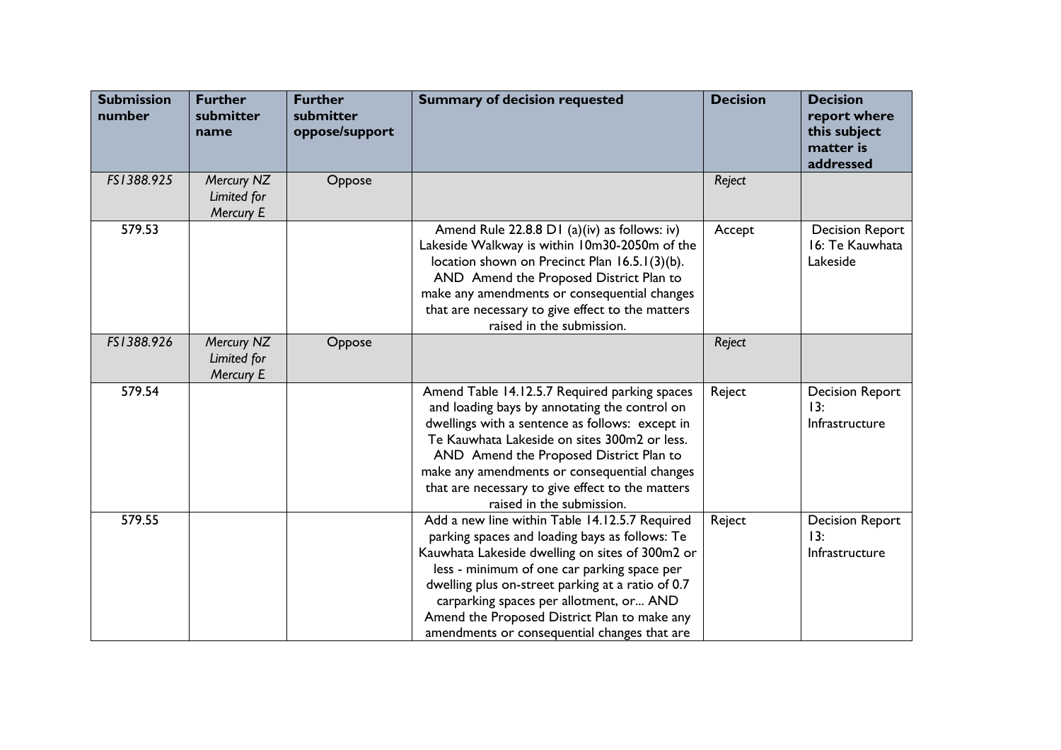| Submission number | Further submitter name | Further submitter oppose/support | Summary of decision requested | Decision | Decision report where this subject matter is addressed |
|---|---|---|---|---|---|
| *FS1388.925* | *Mercury NZ Limited for Mercury E* | Oppose | | *Reject* | |
| 579.53 | | | Amend Rule 22.8.8 D1 (a)(iv) as follows: iv) Lakeside Walkway is within 10m30-2050m of the location shown on Precinct Plan 16.5.1(3)(b). AND Amend the Proposed District Plan to make any amendments or consequential changes that are necessary to give effect to the matters raised in the submission. | Accept | Decision Report 16: Te Kauwhata Lakeside |
| *FS1388.926* | *Mercury NZ Limited for Mercury E* | Oppose | | *Reject* | |
| 579.54 | | | Amend Table 14.12.5.7 Required parking spaces and loading bays by annotating the control on dwellings with a sentence as follows: except in Te Kauwhata Lakeside on sites 300m2 or less. AND Amend the Proposed District Plan to make any amendments or consequential changes that are necessary to give effect to the matters raised in the submission. | Reject | Decision Report 13: Infrastructure |
| 579.55 | | | Add a new line within Table 14.12.5.7 Required parking spaces and loading bays as follows: Te Kauwhata Lakeside dwelling on sites of 300m2 or less - minimum of one car parking space per dwelling plus on-street parking at a ratio of 0.7 carparking spaces per allotment, or... AND Amend the Proposed District Plan to make any amendments or consequential changes that are | Reject | Decision Report 13: Infrastructure |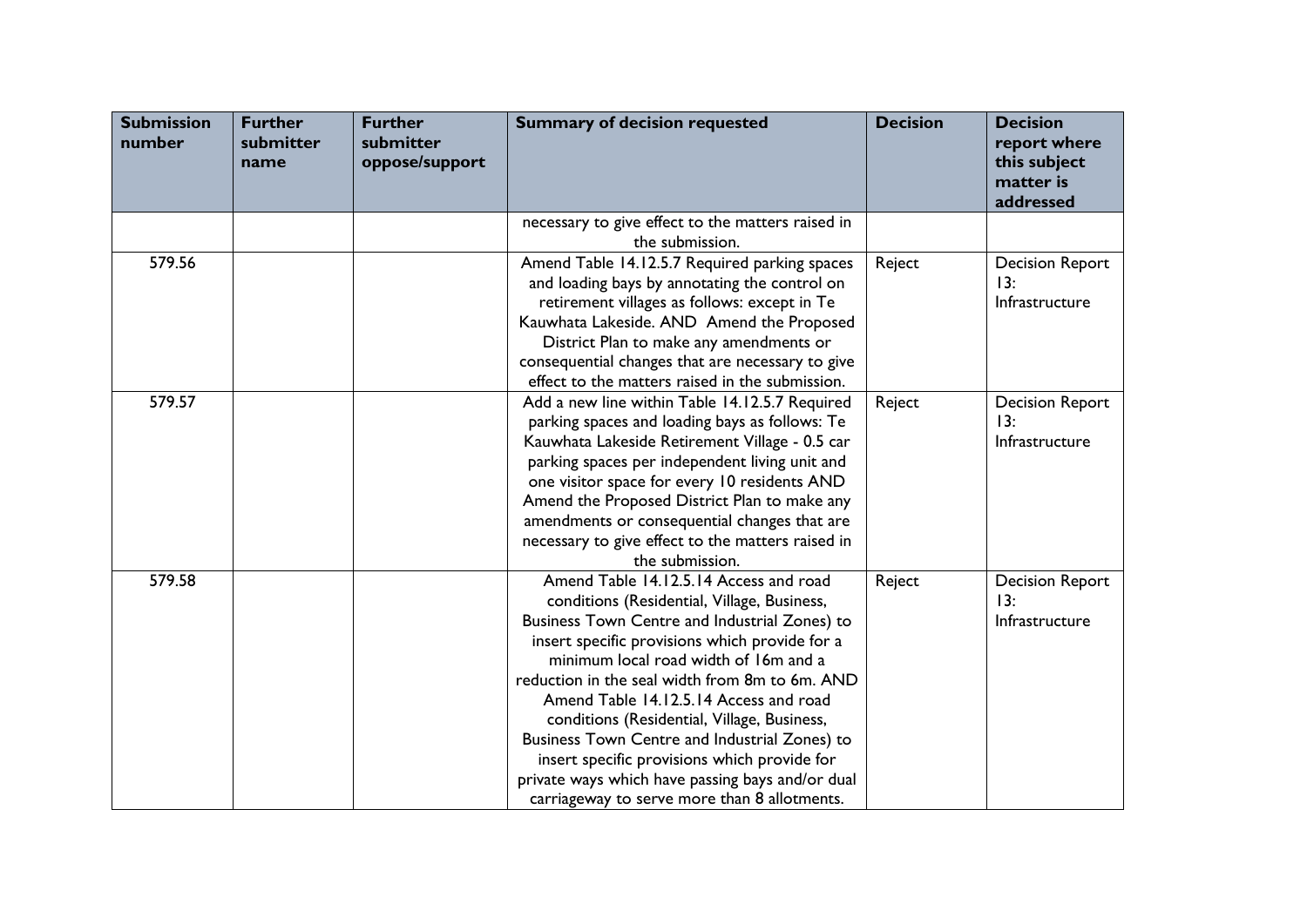| Submission number | Further submitter name | Further submitter oppose/support | Summary of decision requested | Decision | Decision report where this subject matter is addressed |
|---|---|---|---|---|---|
| | | | necessary to give effect to the matters raised in the submission. | | |
| 579.56 | | | Amend Table 14.12.5.7 Required parking spaces and loading bays by annotating the control on retirement villages as follows: except in Te Kauwhata Lakeside. AND Amend the Proposed District Plan to make any amendments or consequential changes that are necessary to give effect to the matters raised in the submission. | Reject | Decision Report 13: Infrastructure |
| 579.57 | | | Add a new line within Table 14.12.5.7 Required parking spaces and loading bays as follows: Te Kauwhata Lakeside Retirement Village - 0.5 car parking spaces per independent living unit and one visitor space for every 10 residents AND Amend the Proposed District Plan to make any amendments or consequential changes that are necessary to give effect to the matters raised in the submission. | Reject | Decision Report 13: Infrastructure |
| 579.58 | | | Amend Table 14.12.5.14 Access and road conditions (Residential, Village, Business, Business Town Centre and Industrial Zones) to insert specific provisions which provide for a minimum local road width of 16m and a reduction in the seal width from 8m to 6m. AND Amend Table 14.12.5.14 Access and road conditions (Residential, Village, Business, Business Town Centre and Industrial Zones) to insert specific provisions which provide for private ways which have passing bays and/or dual carriageway to serve more than 8 allotments. | Reject | Decision Report 13: Infrastructure |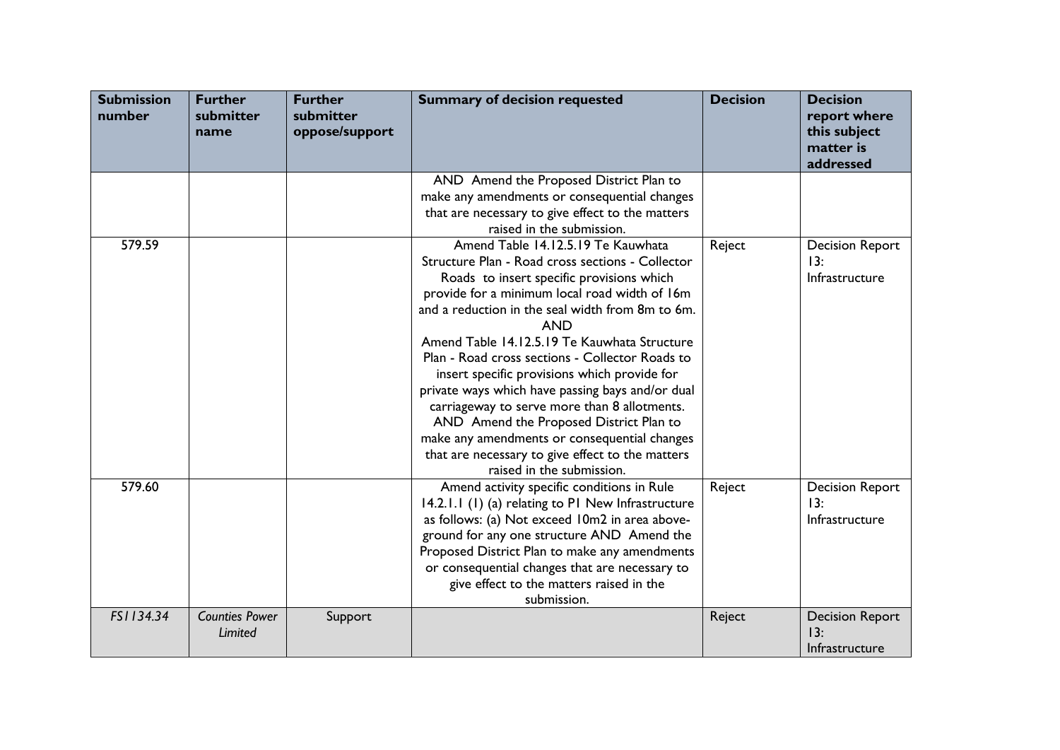| Submission number | Further submitter name | Further submitter oppose/support | Summary of decision requested | Decision | Decision report where this subject matter is addressed |
|---|---|---|---|---|---|
| | | | AND Amend the Proposed District Plan to make any amendments or consequential changes that are necessary to give effect to the matters raised in the submission. | | |
| 579.59 | | | Amend Table 14.12.5.19 Te Kauwhata Structure Plan - Road cross sections - Collector Roads to insert specific provisions which provide for a minimum local road width of 16m and a reduction in the seal width from 8m to 6m. AND Amend Table 14.12.5.19 Te Kauwhata Structure Plan - Road cross sections - Collector Roads to insert specific provisions which provide for private ways which have passing bays and/or dual carriageway to serve more than 8 allotments. AND Amend the Proposed District Plan to make any amendments or consequential changes that are necessary to give effect to the matters raised in the submission. | Reject | Decision Report 13: Infrastructure |
| 579.60 | | | Amend activity specific conditions in Rule 14.2.1.1 (1) (a) relating to P1 New Infrastructure as follows: (a) Not exceed 10m2 in area above-ground for any one structure AND Amend the Proposed District Plan to make any amendments or consequential changes that are necessary to give effect to the matters raised in the submission. | Reject | Decision Report 13: Infrastructure |
| *FS1134.34* | *Counties Power Limited* | Support | | Reject | Decision Report 13: Infrastructure |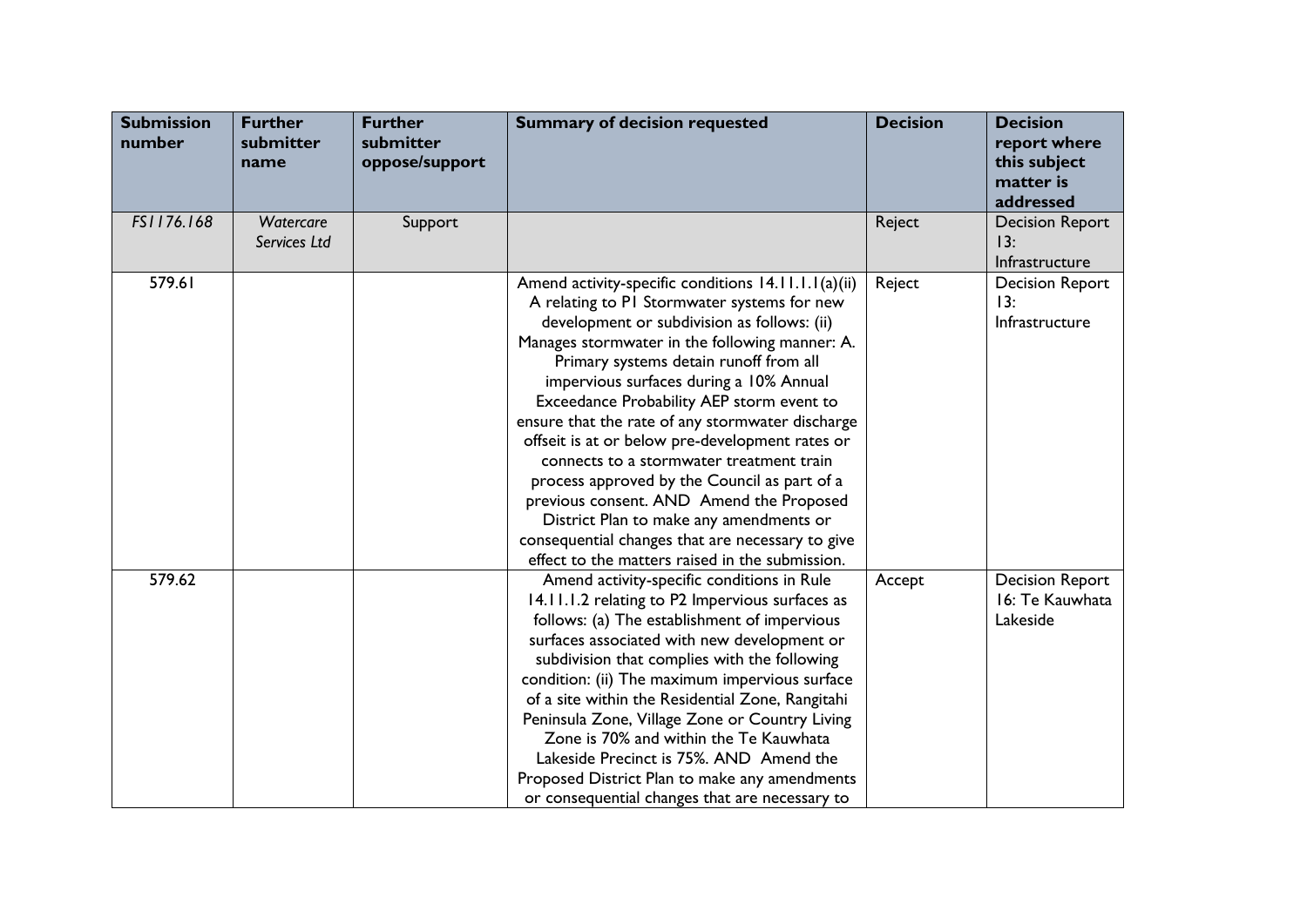| Submission number | Further submitter name | Further submitter oppose/support | Summary of decision requested | Decision | Decision report where this subject matter is addressed |
|---|---|---|---|---|---|
| *FS1176.168* | *Watercare Services Ltd* | Support | | Reject | Decision Report 13: Infrastructure |
| 579.61 | | | Amend activity-specific conditions 14.11.1.1(a)(ii) A relating to P1 Stormwater systems for new development or subdivision as follows: (ii) Manages stormwater in the following manner: A. Primary systems detain runoff from all impervious surfaces during a 10% Annual Exceedance Probability AEP storm event to ensure that the rate of any stormwater discharge offseit is at or below pre-development rates or connects to a stormwater treatment train process approved by the Council as part of a previous consent. AND Amend the Proposed District Plan to make any amendments or consequential changes that are necessary to give effect to the matters raised in the submission. | Reject | Decision Report 13: Infrastructure |
| 579.62 | | | Amend activity-specific conditions in Rule 14.11.1.2 relating to P2 Impervious surfaces as follows: (a) The establishment of impervious surfaces associated with new development or subdivision that complies with the following condition: (ii) The maximum impervious surface of a site within the Residential Zone, Rangitahi Peninsula Zone, Village Zone or Country Living Zone is 70% and within the Te Kauwhata Lakeside Precinct is 75%. AND Amend the Proposed District Plan to make any amendments or consequential changes that are necessary to | Accept | Decision Report 16: Te Kauwhata Lakeside |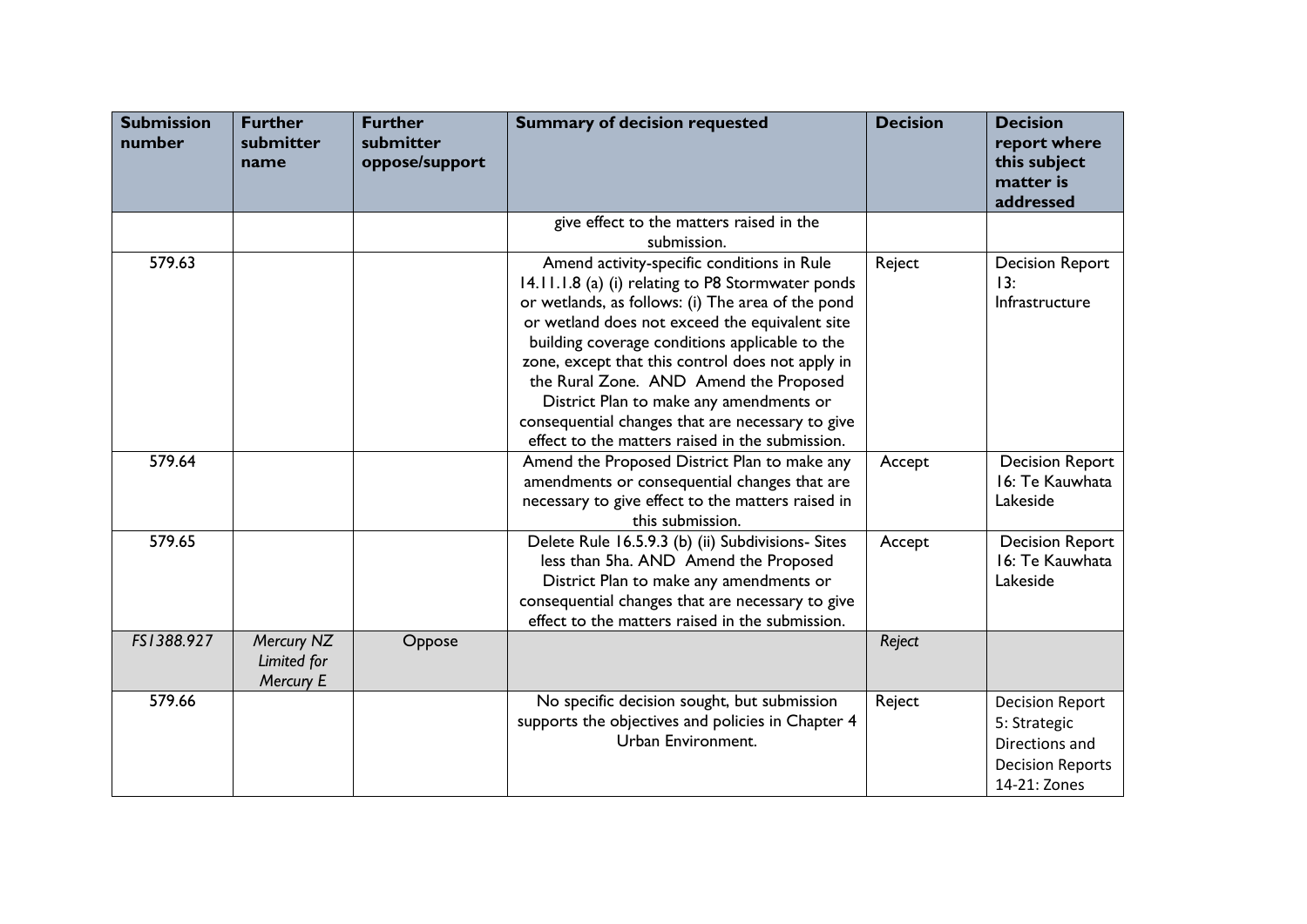| Submission number | Further submitter name | Further submitter oppose/support | Summary of decision requested | Decision | Decision report where this subject matter is addressed |
|---|---|---|---|---|---|
| | | | give effect to the matters raised in the submission. | | |
| 579.63 | | | Amend activity-specific conditions in Rule 14.11.1.8 (a) (i) relating to P8 Stormwater ponds or wetlands, as follows: (i) The area of the pond or wetland does not exceed the equivalent site building coverage conditions applicable to the zone, except that this control does not apply in the Rural Zone. AND Amend the Proposed District Plan to make any amendments or consequential changes that are necessary to give effect to the matters raised in the submission. | Reject | Decision Report 13: Infrastructure |
| 579.64 | | | Amend the Proposed District Plan to make any amendments or consequential changes that are necessary to give effect to the matters raised in this submission. | Accept | Decision Report 16: Te Kauwhata Lakeside |
| 579.65 | | | Delete Rule 16.5.9.3 (b) (ii) Subdivisions- Sites less than 5ha. AND Amend the Proposed District Plan to make any amendments or consequential changes that are necessary to give effect to the matters raised in the submission. | Accept | Decision Report 16: Te Kauwhata Lakeside |
| *FS1388.927* | *Mercury NZ Limited for Mercury E* | Oppose | | *Reject* | |
| 579.66 | | | No specific decision sought, but submission supports the objectives and policies in Chapter 4 Urban Environment. | Reject | Decision Report 5: Strategic Directions and Decision Reports 14-21: Zones |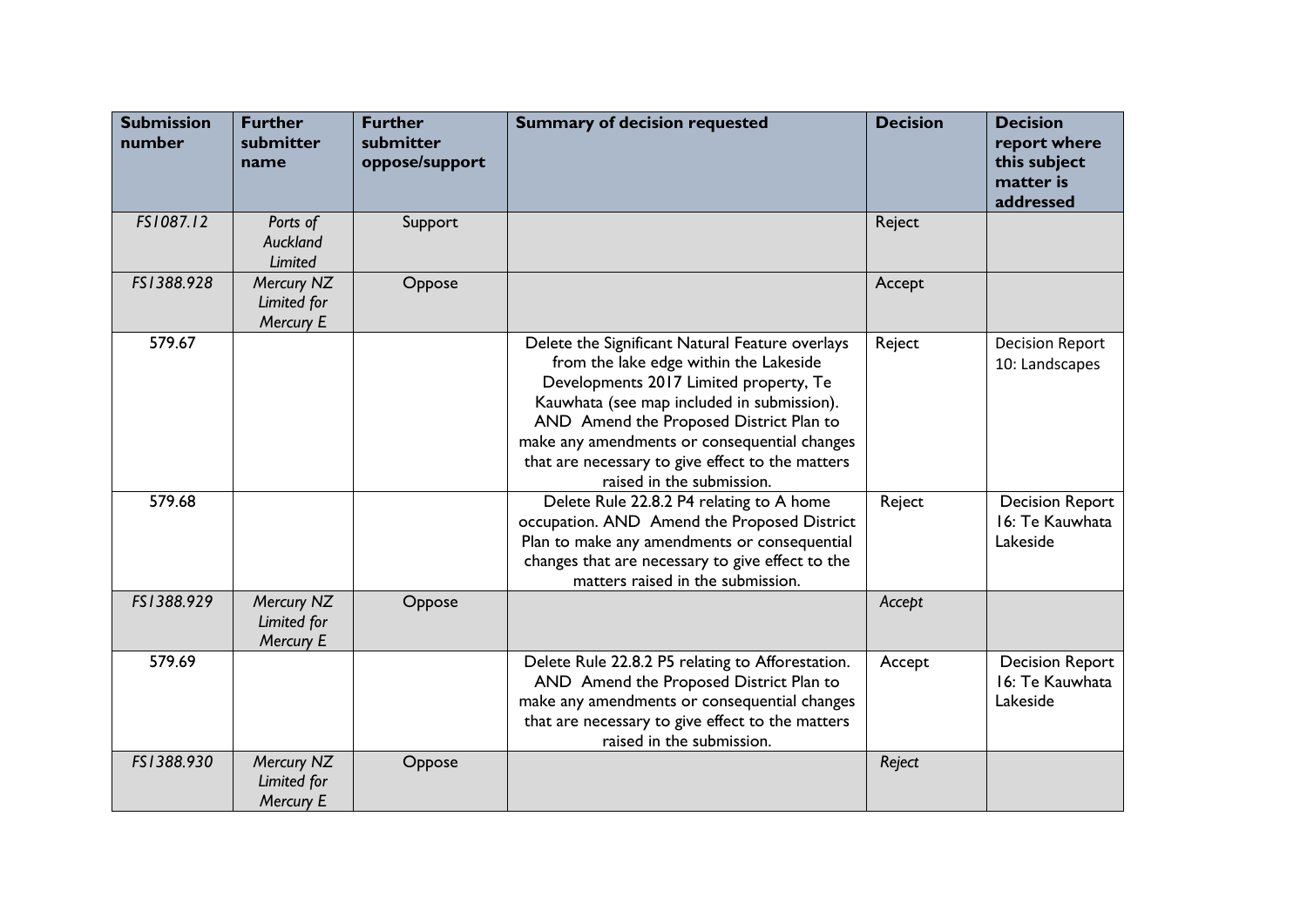| Submission number | Further submitter name | Further submitter oppose/support | Summary of decision requested | Decision | Decision report where this subject matter is addressed |
|---|---|---|---|---|---|
| FS1087.12 | *Ports of Auckland Limited* | Support | | Reject | |
| FS1388.928 | *Mercury NZ Limited for Mercury E* | Oppose | | Accept | |
| 579.67 | | | Delete the Significant Natural Feature overlays from the lake edge within the Lakeside Developments 2017 Limited property, Te Kauwhata (see map included in submission). AND Amend the Proposed District Plan to make any amendments or consequential changes that are necessary to give effect to the matters raised in the submission. | Reject | Decision Report 10: Landscapes |
| 579.68 | | | Delete Rule 22.8.2 P4 relating to A home occupation. AND Amend the Proposed District Plan to make any amendments or consequential changes that are necessary to give effect to the matters raised in the submission. | Reject | Decision Report 16: Te Kauwhata Lakeside |
| FS1388.929 | *Mercury NZ Limited for Mercury E* | Oppose | | *Accept* | |
| 579.69 | | | Delete Rule 22.8.2 P5 relating to Afforestation. AND Amend the Proposed District Plan to make any amendments or consequential changes that are necessary to give effect to the matters raised in the submission. | Accept | Decision Report 16: Te Kauwhata Lakeside |
| FS1388.930 | *Mercury NZ Limited for Mercury E* | Oppose | | *Reject* | |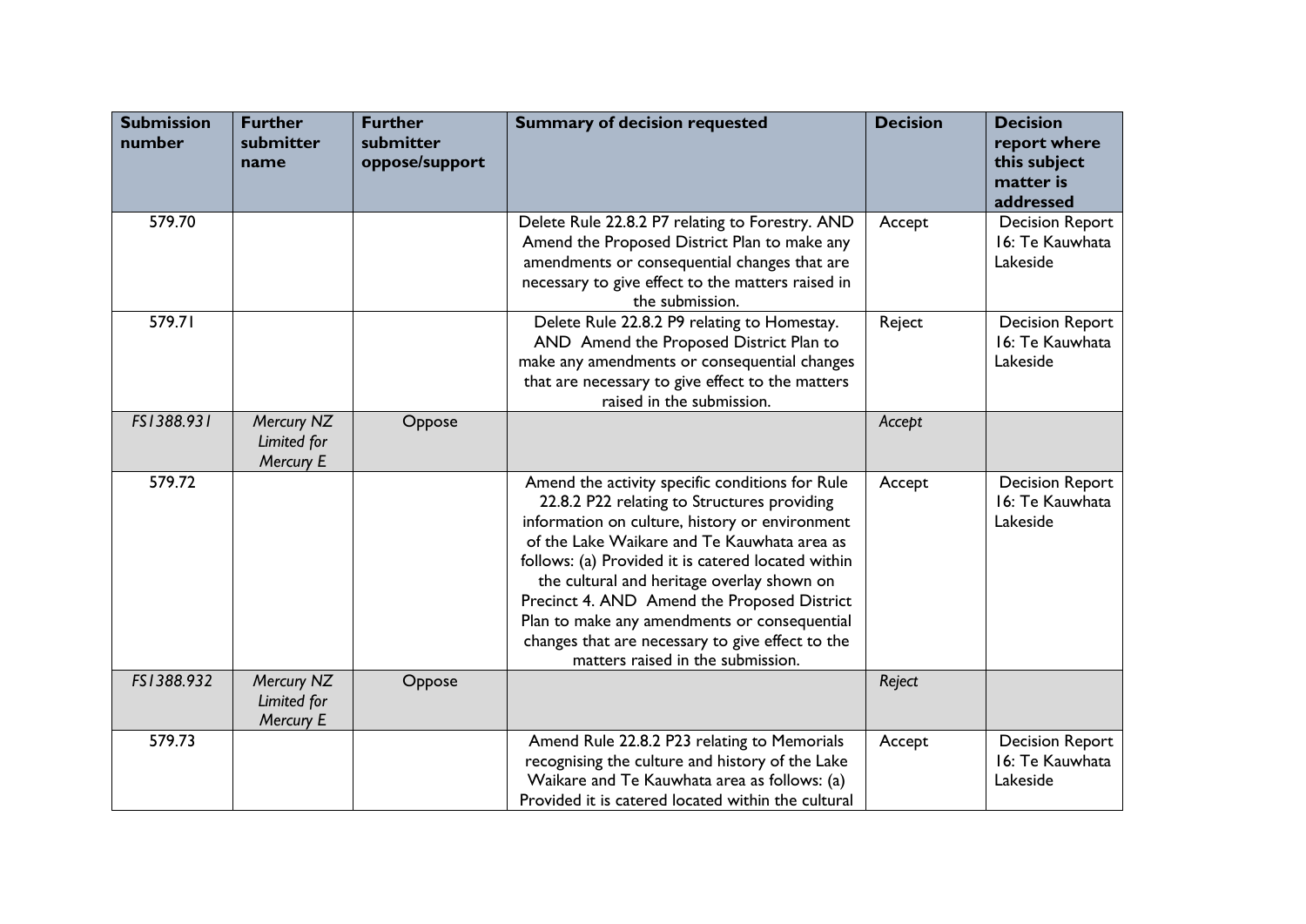| Submission number | Further submitter name | Further submitter oppose/support | Summary of decision requested | Decision | Decision report where this subject matter is addressed |
|---|---|---|---|---|---|
| 579.70 | | | Delete Rule 22.8.2 P7 relating to Forestry. AND Amend the Proposed District Plan to make any amendments or consequential changes that are necessary to give effect to the matters raised in the submission. | Accept | Decision Report 16: Te Kauwhata Lakeside |
| 579.71 | | | Delete Rule 22.8.2 P9 relating to Homestay. AND Amend the Proposed District Plan to make any amendments or consequential changes that are necessary to give effect to the matters raised in the submission. | Reject | Decision Report 16: Te Kauwhata Lakeside |
| *FS1388.931* | *Mercury NZ Limited for Mercury E* | Oppose | | *Accept* | |
| 579.72 | | | Amend the activity specific conditions for Rule 22.8.2 P22 relating to Structures providing information on culture, history or environment of the Lake Waikare and Te Kauwhata area as follows: (a) Provided it is catered located within the cultural and heritage overlay shown on Precinct 4. AND Amend the Proposed District Plan to make any amendments or consequential changes that are necessary to give effect to the matters raised in the submission. | Accept | Decision Report 16: Te Kauwhata Lakeside |
| *FS1388.932* | *Mercury NZ Limited for Mercury E* | Oppose | | *Reject* | |
| 579.73 | | | Amend Rule 22.8.2 P23 relating to Memorials recognising the culture and history of the Lake Waikare and Te Kauwhata area as follows: (a) Provided it is catered located within the cultural | Accept | Decision Report 16: Te Kauwhata Lakeside |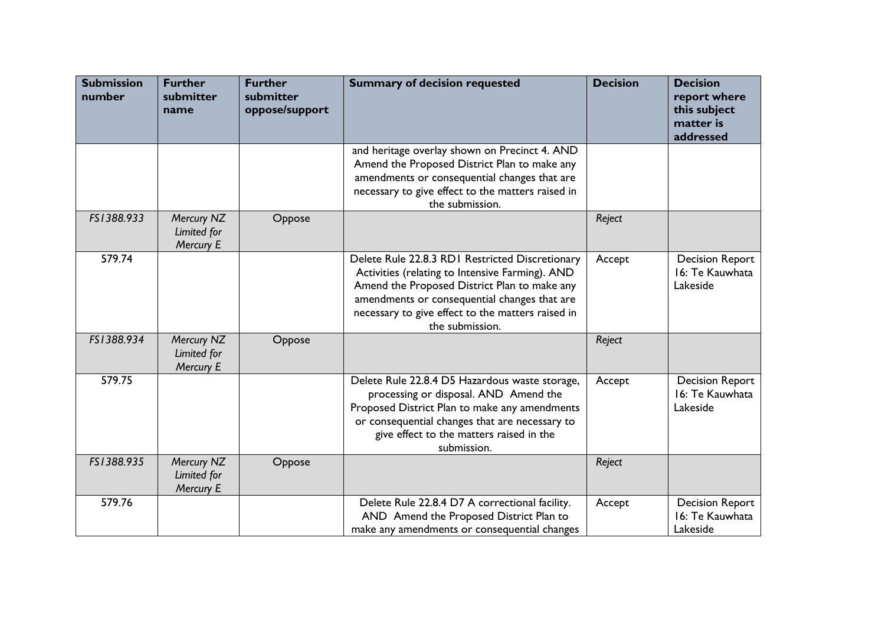| Submission number | Further submitter name | Further submitter oppose/support | Summary of decision requested | Decision | Decision report where this subject matter is addressed |
|---|---|---|---|---|---|
| | | | and heritage overlay shown on Precinct 4. AND Amend the Proposed District Plan to make any amendments or consequential changes that are necessary to give effect to the matters raised in the submission. | | |
| *FS1388.933* | *Mercury NZ Limited for Mercury E* | Oppose | | *Reject* | |
| 579.74 | | | Delete Rule 22.8.3 RD1 Restricted Discretionary Activities (relating to Intensive Farming). AND Amend the Proposed District Plan to make any amendments or consequential changes that are necessary to give effect to the matters raised in the submission. | Accept | Decision Report 16: Te Kauwhata Lakeside |
| *FS1388.934* | *Mercury NZ Limited for Mercury E* | Oppose | | *Reject* | |
| 579.75 | | | Delete Rule 22.8.4 D5 Hazardous waste storage, processing or disposal. AND Amend the Proposed District Plan to make any amendments or consequential changes that are necessary to give effect to the matters raised in the submission. | Accept | Decision Report 16: Te Kauwhata Lakeside |
| *FS1388.935* | *Mercury NZ Limited for Mercury E* | Oppose | | *Reject* | |
| 579.76 | | | Delete Rule 22.8.4 D7 A correctional facility. AND Amend the Proposed District Plan to make any amendments or consequential changes | Accept | Decision Report 16: Te Kauwhata Lakeside |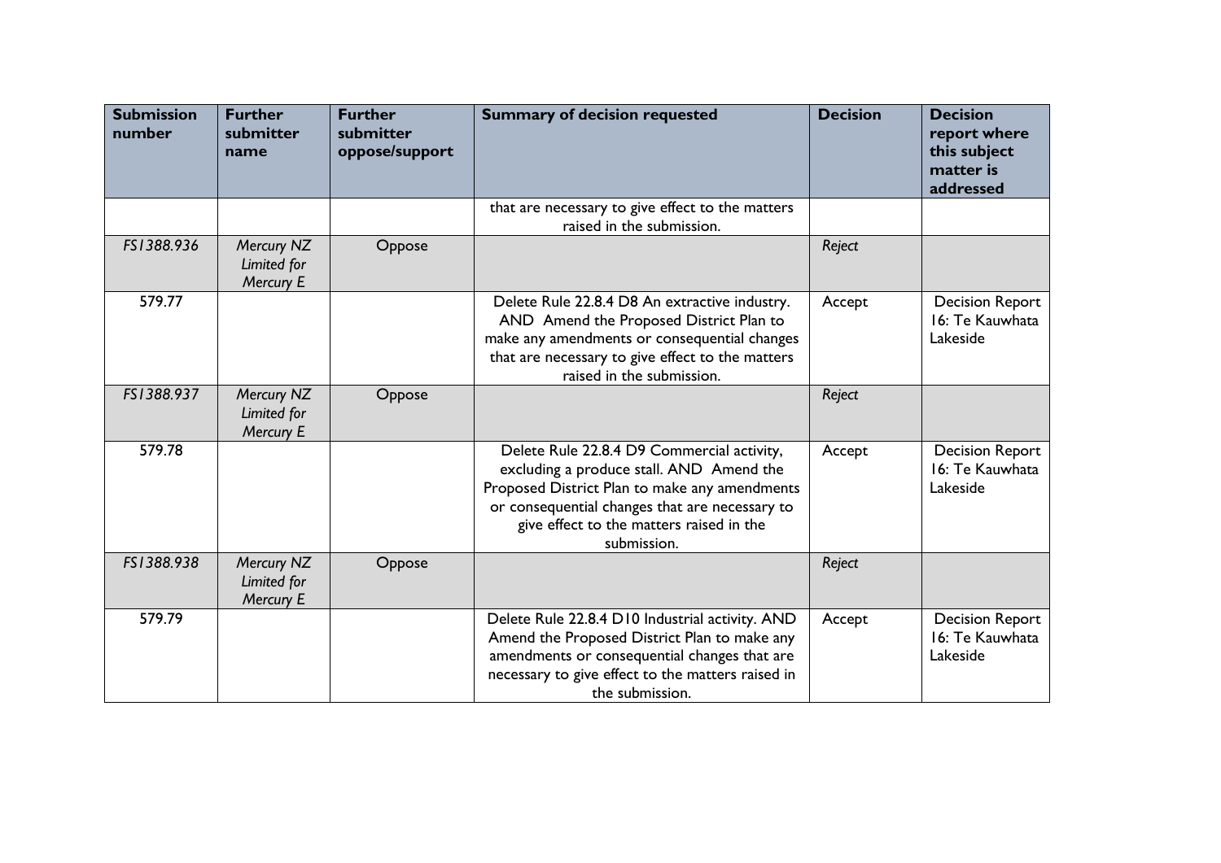| Submission number | Further submitter name | Further submitter oppose/support | Summary of decision requested | Decision | Decision report where this subject matter is addressed |
|---|---|---|---|---|---|
| | | | that are necessary to give effect to the matters raised in the submission. | | |
| *FS1388.936* | *Mercury NZ Limited for Mercury E* | Oppose | | *Reject* | |
| 579.77 | | | Delete Rule 22.8.4 D8 An extractive industry. AND Amend the Proposed District Plan to make any amendments or consequential changes that are necessary to give effect to the matters raised in the submission. | Accept | Decision Report 16: Te Kauwhata Lakeside |
| *FS1388.937* | *Mercury NZ Limited for Mercury E* | Oppose | | *Reject* | |
| 579.78 | | | Delete Rule 22.8.4 D9 Commercial activity, excluding a produce stall. AND Amend the Proposed District Plan to make any amendments or consequential changes that are necessary to give effect to the matters raised in the submission. | Accept | Decision Report 16: Te Kauwhata Lakeside |
| *FS1388.938* | *Mercury NZ Limited for Mercury E* | Oppose | | *Reject* | |
| 579.79 | | | Delete Rule 22.8.4 D10 Industrial activity. AND Amend the Proposed District Plan to make any amendments or consequential changes that are necessary to give effect to the matters raised in the submission. | Accept | Decision Report 16: Te Kauwhata Lakeside |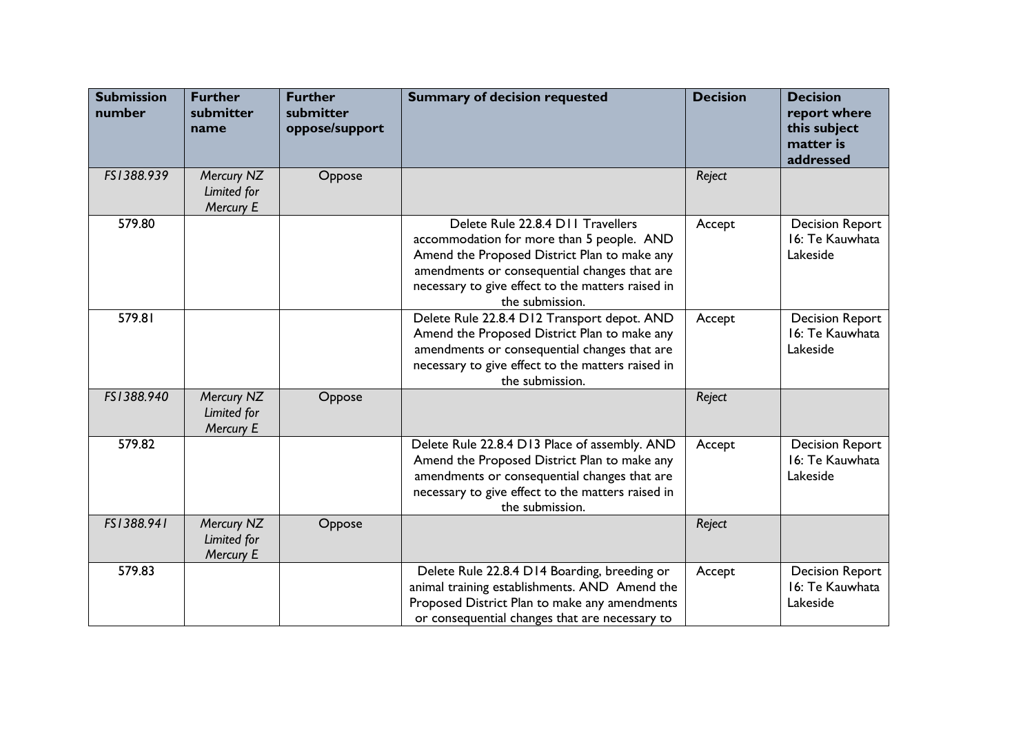| Submission number | Further submitter name | Further submitter oppose/support | Summary of decision requested | Decision | Decision report where this subject matter is addressed |
|---|---|---|---|---|---|
| *FS1388.939* | *Mercury NZ Limited for Mercury E* | Oppose | | *Reject* | |
| 579.80 | | | Delete Rule 22.8.4 D11 Travellers accommodation for more than 5 people. AND Amend the Proposed District Plan to make any amendments or consequential changes that are necessary to give effect to the matters raised in the submission. | Accept | Decision Report 16: Te Kauwhata Lakeside |
| 579.81 | | | Delete Rule 22.8.4 D12 Transport depot. AND Amend the Proposed District Plan to make any amendments or consequential changes that are necessary to give effect to the matters raised in the submission. | Accept | Decision Report 16: Te Kauwhata Lakeside |
| *FS1388.940* | *Mercury NZ Limited for Mercury E* | Oppose | | *Reject* | |
| 579.82 | | | Delete Rule 22.8.4 D13 Place of assembly. AND Amend the Proposed District Plan to make any amendments or consequential changes that are necessary to give effect to the matters raised in the submission. | Accept | Decision Report 16: Te Kauwhata Lakeside |
| *FS1388.941* | *Mercury NZ Limited for Mercury E* | Oppose | | *Reject* | |
| 579.83 | | | Delete Rule 22.8.4 D14 Boarding, breeding or animal training establishments. AND Amend the Proposed District Plan to make any amendments or consequential changes that are necessary to | Accept | Decision Report 16: Te Kauwhata Lakeside |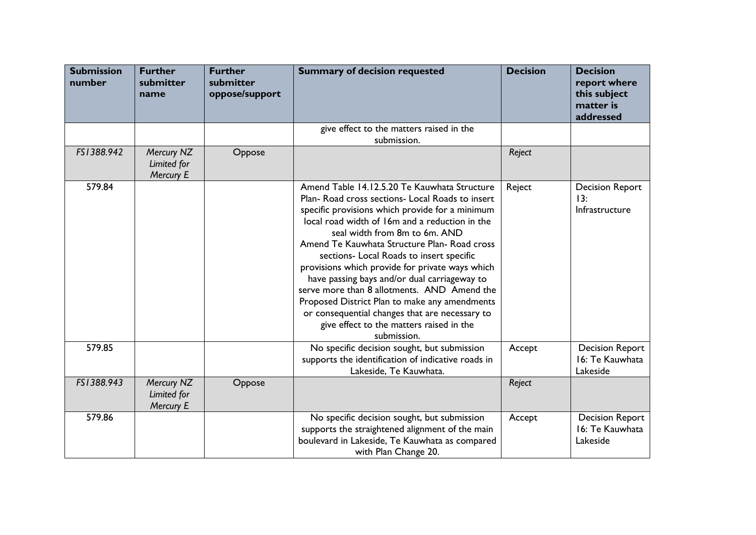| Submission number | Further submitter name | Further submitter oppose/support | Summary of decision requested | Decision | Decision report where this subject matter is addressed |
|---|---|---|---|---|---|
| | | | give effect to the matters raised in the submission. | | |
| *FS1388.942* | *Mercury NZ Limited for Mercury E* | Oppose | | *Reject* | |
| 579.84 | | | Amend Table 14.12.5.20 Te Kauwhata Structure Plan- Road cross sections- Local Roads to insert specific provisions which provide for a minimum local road width of 16m and a reduction in the seal width from 8m to 6m. AND Amend Te Kauwhata Structure Plan- Road cross sections- Local Roads to insert specific provisions which provide for private ways which have passing bays and/or dual carriageway to serve more than 8 allotments. AND Amend the Proposed District Plan to make any amendments or consequential changes that are necessary to give effect to the matters raised in the submission. | Reject | Decision Report 13: Infrastructure |
| 579.85 | | | No specific decision sought, but submission supports the identification of indicative roads in Lakeside, Te Kauwhata. | Accept | Decision Report 16: Te Kauwhata Lakeside |
| *FS1388.943* | *Mercury NZ Limited for Mercury E* | Oppose | | *Reject* | |
| 579.86 | | | No specific decision sought, but submission supports the straightened alignment of the main boulevard in Lakeside, Te Kauwhata as compared with Plan Change 20. | Accept | Decision Report 16: Te Kauwhata Lakeside |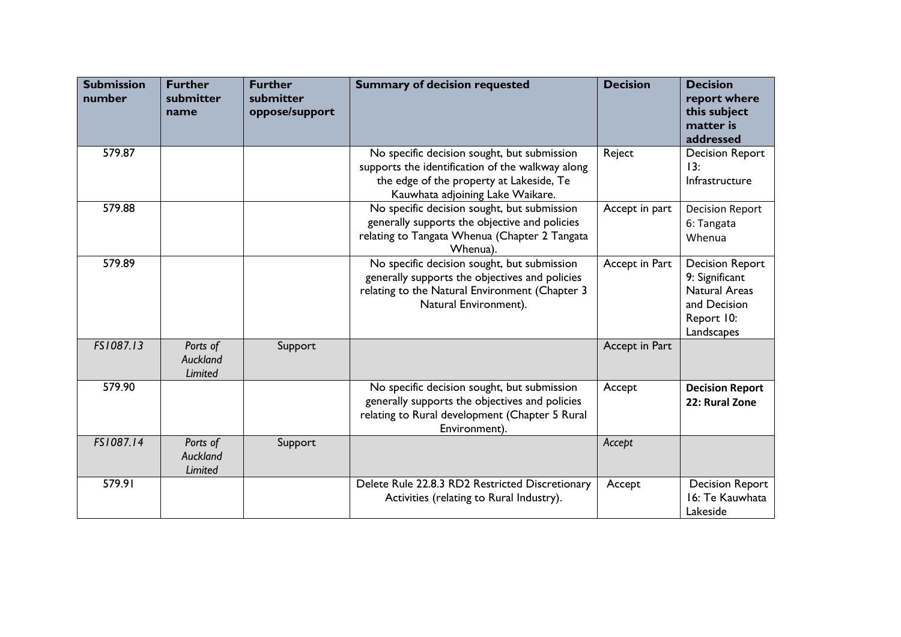| Submission number | Further submitter name | Further submitter oppose/support | Summary of decision requested | Decision | Decision report where this subject matter is addressed |
|---|---|---|---|---|---|
| 579.87 | | | No specific decision sought, but submission supports the identification of the walkway along the edge of the property at Lakeside, Te Kauwhata adjoining Lake Waikare. | Reject | Decision Report 13: Infrastructure |
| 579.88 | | | No specific decision sought, but submission generally supports the objective and policies relating to Tangata Whenua (Chapter 2 Tangata Whenua). | Accept in part | Decision Report 6: Tangata Whenua |
| 579.89 | | | No specific decision sought, but submission generally supports the objectives and policies relating to the Natural Environment (Chapter 3 Natural Environment). | Accept in Part | Decision Report 9: Significant Natural Areas and Decision Report 10: Landscapes |
| *FS1087.13* | *Ports of Auckland Limited* | Support | | Accept in Part | |
| 579.90 | | | No specific decision sought, but submission generally supports the objectives and policies relating to Rural development (Chapter 5 Rural Environment). | Accept | **Decision Report 22: Rural Zone** |
| *FS1087.14* | *Ports of Auckland Limited* | Support | | *Accept* | |
| 579.91 | | | Delete Rule 22.8.3 RD2 Restricted Discretionary Activities (relating to Rural Industry). | Accept | Decision Report 16: Te Kauwhata Lakeside |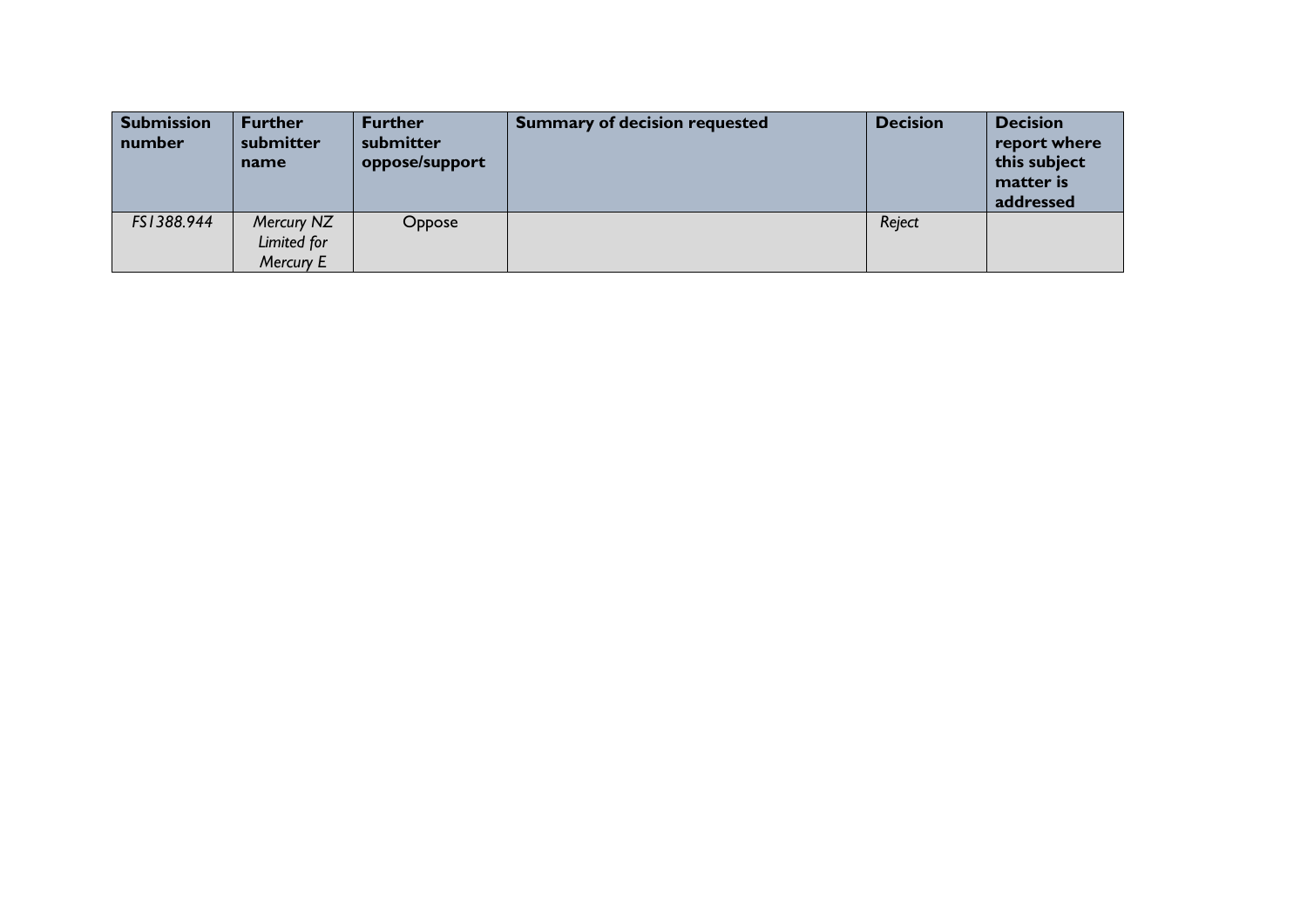| Submission number | Further submitter name | Further submitter oppose/support | Summary of decision requested | Decision | Decision report where this subject matter is addressed |
|---|---|---|---|---|---|
| *FS1388.944* | *Mercury NZ Limited for Mercury E* | Oppose | | *Reject* | |